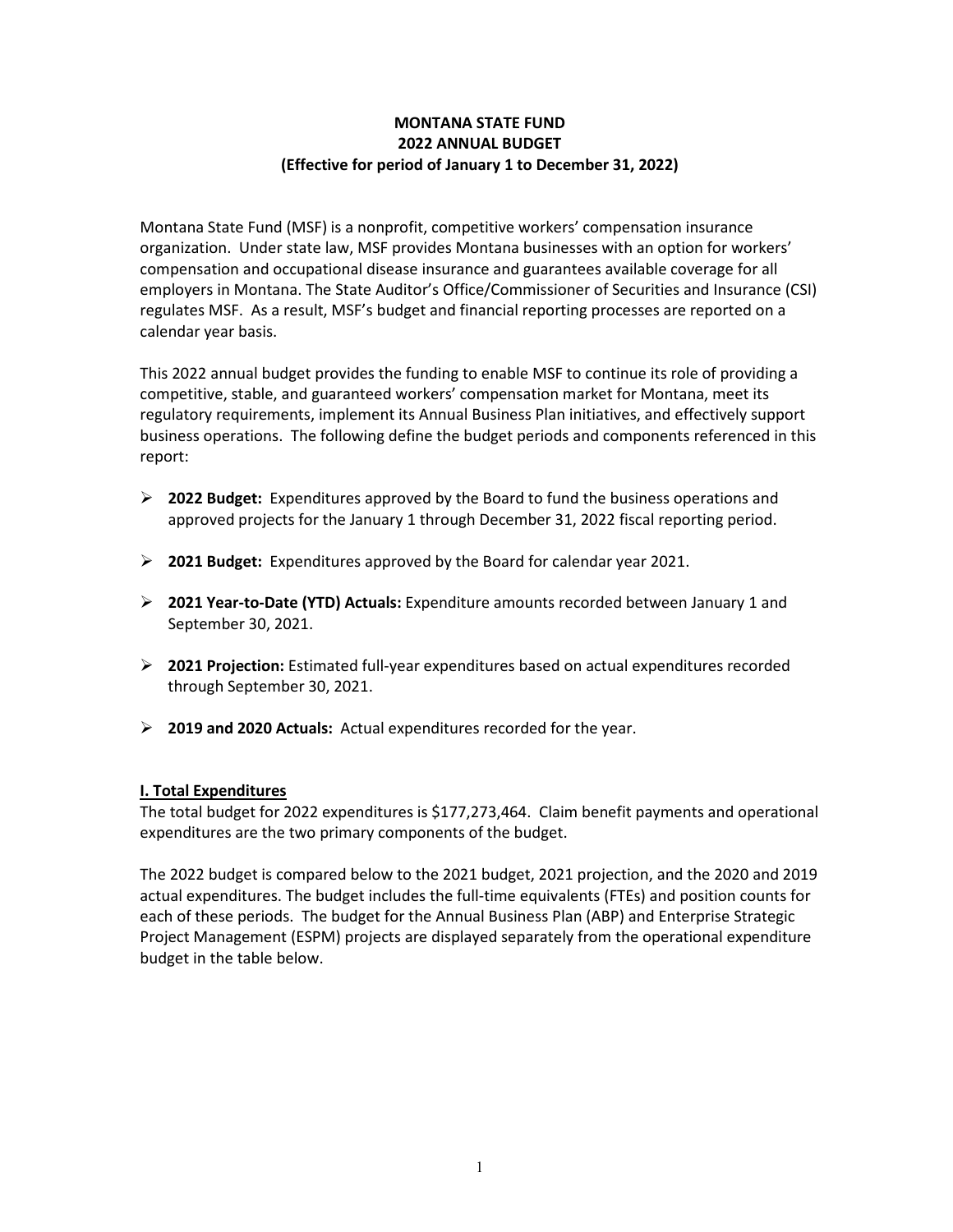# MONTANA STATE FUND
## 2022 ANNUAL BUDGET
### (Effective for period of January 1 to December 31, 2022)

Montana State Fund (MSF) is a nonprofit, competitive workers' compensation insurance organization. Under state law, MSF provides Montana businesses with an option for workers' compensation and occupational disease insurance and guarantees available coverage for all employers in Montana. The State Auditor's Office/Commissioner of Securities and Insurance (CSI) regulates MSF. As a result, MSF's budget and financial reporting processes are reported on a calendar year basis.

This 2022 annual budget provides the funding to enable MSF to continue its role of providing a competitive, stable, and guaranteed workers' compensation market for Montana, meet its regulatory requirements, implement its Annual Business Plan initiatives, and effectively support business operations. The following define the budget periods and components referenced in this report:

- **2022 Budget:** Expenditures approved by the Board to fund the business operations and approved projects for the January 1 through December 31, 2022 fiscal reporting period.
- **2021 Budget:** Expenditures approved by the Board for calendar year 2021.
- **2021 Year-to-Date (YTD) Actuals:** Expenditure amounts recorded between January 1 and September 30, 2021.
- **2021 Projection:** Estimated full-year expenditures based on actual expenditures recorded through September 30, 2021.
- **2019 and 2020 Actuals:** Actual expenditures recorded for the year.

## I. Total Expenditures

The total budget for 2022 expenditures is $177,273,464. Claim benefit payments and operational expenditures are the two primary components of the budget.

The 2022 budget is compared below to the 2021 budget, 2021 projection, and the 2020 and 2019 actual expenditures. The budget includes the full-time equivalents (FTEs) and position counts for each of these periods. The budget for the Annual Business Plan (ABP) and Enterprise Strategic Project Management (ESPM) projects are displayed separately from the operational expenditure budget in the table below.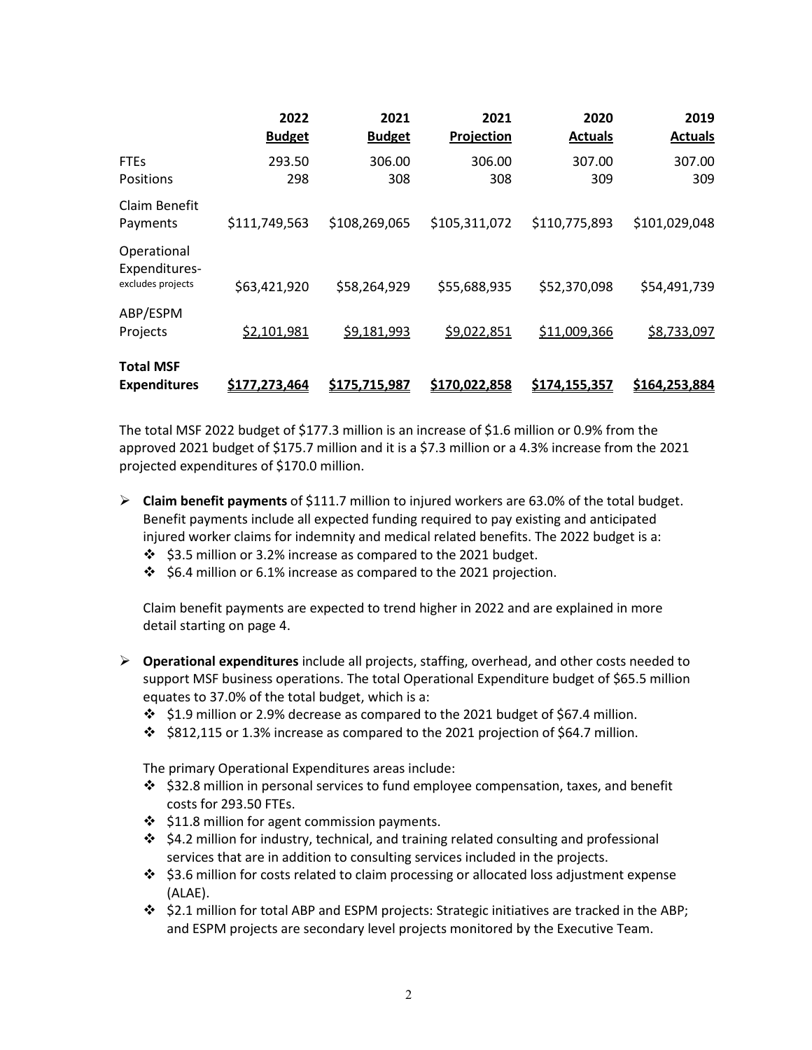| | 2022 Budget | 2021 Budget | 2021 Projection | 2020 Actuals | 2019 Actuals |
|---|---|---|---|---|---|
| FTEs | 293.50 | 306.00 | 306.00 | 307.00 | 307.00 |
| Positions | 298 | 308 | 308 | 309 | 309 |
| Claim Benefit Payments | $111,749,563 | $108,269,065 | $105,311,072 | $110,775,893 | $101,029,048 |
| Operational Expenditures- excludes projects | $63,421,920 | $58,264,929 | $55,688,935 | $52,370,098 | $54,491,739 |
| ABP/ESPM Projects | $2,101,981 | $9,181,993 | $9,022,851 | $11,009,366 | $8,733,097 |
| **Total MSF Expenditures** | **$177,273,464** | **$175,715,987** | **$170,022,858** | **$174,155,357** | **$164,253,884** |

The total MSF 2022 budget of $177.3 million is an increase of $1.6 million or 0.9% from the approved 2021 budget of $175.7 million and it is a $7.3 million or a 4.3% increase from the 2021 projected expenditures of $170.0 million.

- **Claim benefit payments** of $111.7 million to injured workers are 63.0% of the total budget. Benefit payments include all expected funding required to pay existing and anticipated injured worker claims for indemnity and medical related benefits. The 2022 budget is a:
  - $3.5 million or 3.2% increase as compared to the 2021 budget.
  - $6.4 million or 6.1% increase as compared to the 2021 projection.

  Claim benefit payments are expected to trend higher in 2022 and are explained in more detail starting on page 4.

- **Operational expenditures** include all projects, staffing, overhead, and other costs needed to support MSF business operations. The total Operational Expenditure budget of $65.5 million equates to 37.0% of the total budget, which is a:
  - $1.9 million or 2.9% decrease as compared to the 2021 budget of $67.4 million.
  - $812,115 or 1.3% increase as compared to the 2021 projection of $64.7 million.

  The primary Operational Expenditures areas include:
  - $32.8 million in personal services to fund employee compensation, taxes, and benefit costs for 293.50 FTEs.
  - $11.8 million for agent commission payments.
  - $4.2 million for industry, technical, and training related consulting and professional services that are in addition to consulting services included in the projects.
  - $3.6 million for costs related to claim processing or allocated loss adjustment expense (ALAE).
  - $2.1 million for total ABP and ESPM projects: Strategic initiatives are tracked in the ABP; and ESPM projects are secondary level projects monitored by the Executive Team.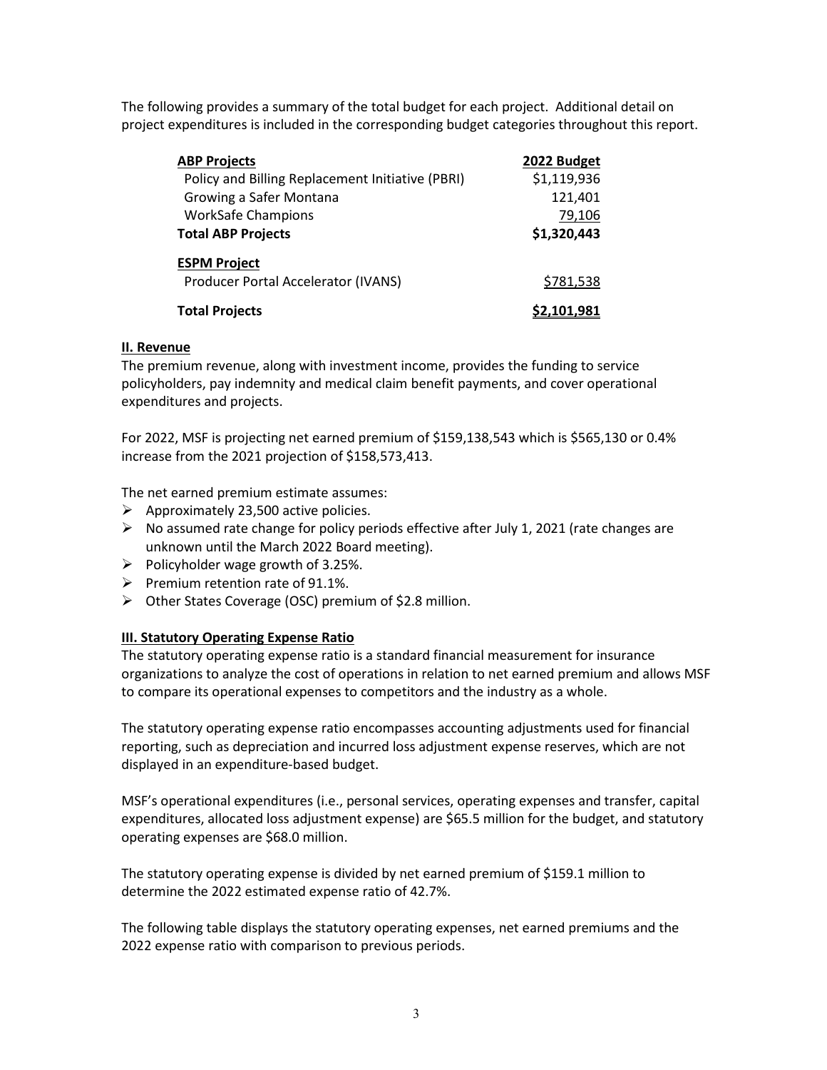The following provides a summary of the total budget for each project. Additional detail on project expenditures is included in the corresponding budget categories throughout this report.

| **ABP Projects** | **2022 Budget** |
|---|---|
| Policy and Billing Replacement Initiative (PBRI) | $1,119,936 |
| Growing a Safer Montana | 121,401 |
| WorkSafe Champions | 79,106 |
| **Total ABP Projects** | **$1,320,443** |
| **ESPM Project** | |
| Producer Portal Accelerator (IVANS) | $781,538 |
| **Total Projects** | **$2,101,981** |

## II. Revenue

The premium revenue, along with investment income, provides the funding to service policyholders, pay indemnity and medical claim benefit payments, and cover operational expenditures and projects.

For 2022, MSF is projecting net earned premium of $159,138,543 which is $565,130 or 0.4% increase from the 2021 projection of $158,573,413.

The net earned premium estimate assumes:

- Approximately 23,500 active policies.
- No assumed rate change for policy periods effective after July 1, 2021 (rate changes are unknown until the March 2022 Board meeting).
- Policyholder wage growth of 3.25%.
- Premium retention rate of 91.1%.
- Other States Coverage (OSC) premium of $2.8 million.

## III. Statutory Operating Expense Ratio

The statutory operating expense ratio is a standard financial measurement for insurance organizations to analyze the cost of operations in relation to net earned premium and allows MSF to compare its operational expenses to competitors and the industry as a whole.

The statutory operating expense ratio encompasses accounting adjustments used for financial reporting, such as depreciation and incurred loss adjustment expense reserves, which are not displayed in an expenditure-based budget.

MSF's operational expenditures (i.e., personal services, operating expenses and transfer, capital expenditures, allocated loss adjustment expense) are $65.5 million for the budget, and statutory operating expenses are $68.0 million.

The statutory operating expense is divided by net earned premium of $159.1 million to determine the 2022 estimated expense ratio of 42.7%.

The following table displays the statutory operating expenses, net earned premiums and the 2022 expense ratio with comparison to previous periods.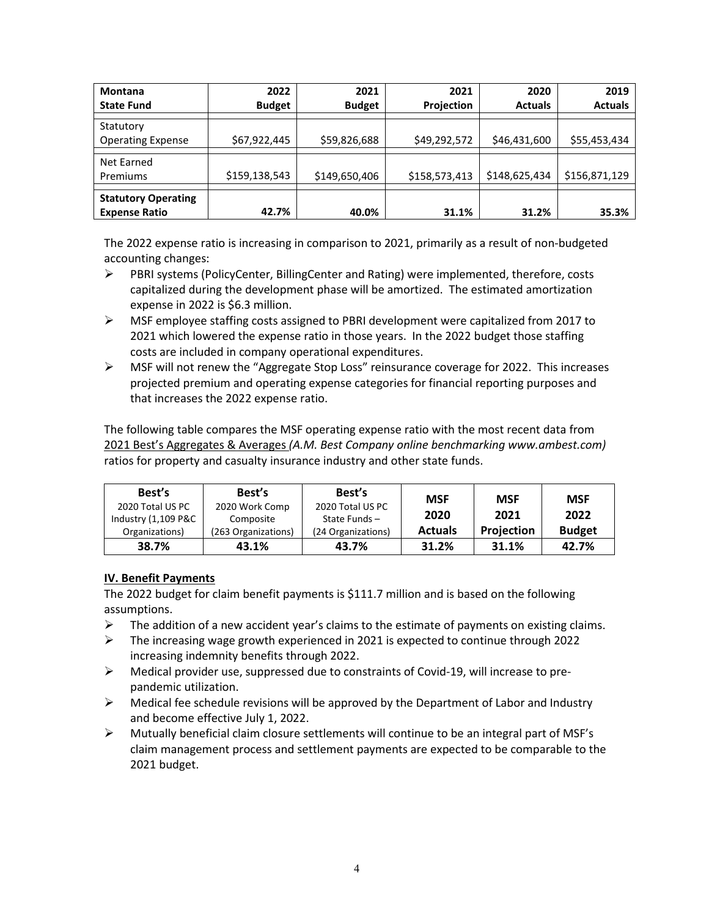| Montana State Fund | 2022 Budget | 2021 Budget | 2021 Projection | 2020 Actuals | 2019 Actuals |
|---|---|---|---|---|---|
| Statutory Operating Expense | $67,922,445 | $59,826,688 | $49,292,572 | $46,431,600 | $55,453,434 |
| Net Earned Premiums | $159,138,543 | $149,650,406 | $158,573,413 | $148,625,434 | $156,871,129 |
| **Statutory Operating Expense Ratio** | **42.7%** | **40.0%** | **31.1%** | **31.2%** | **35.3%** |

The 2022 expense ratio is increasing in comparison to 2021, primarily as a result of non-budgeted accounting changes:

- PBRI systems (PolicyCenter, BillingCenter and Rating) were implemented, therefore, costs capitalized during the development phase will be amortized. The estimated amortization expense in 2022 is $6.3 million.
- MSF employee staffing costs assigned to PBRI development were capitalized from 2017 to 2021 which lowered the expense ratio in those years. In the 2022 budget those staffing costs are included in company operational expenditures.
- MSF will not renew the "Aggregate Stop Loss" reinsurance coverage for 2022. This increases projected premium and operating expense categories for financial reporting purposes and that increases the 2022 expense ratio.

The following table compares the MSF operating expense ratio with the most recent data from 2021 Best's Aggregates & Averages *(A.M. Best Company online benchmarking www.ambest.com)* ratios for property and casualty insurance industry and other state funds.

| Best's 2020 Total US PC Industry (1,109 P&C Organizations) | Best's 2020 Work Comp Composite (263 Organizations) | Best's 2020 Total US PC State Funds – (24 Organizations) | MSF 2020 Actuals | MSF 2021 Projection | MSF 2022 Budget |
|---|---|---|---|---|---|
| **38.7%** | **43.1%** | **43.7%** | **31.2%** | **31.1%** | **42.7%** |

## IV. Benefit Payments

The 2022 budget for claim benefit payments is $111.7 million and is based on the following assumptions.

- The addition of a new accident year's claims to the estimate of payments on existing claims.
- The increasing wage growth experienced in 2021 is expected to continue through 2022 increasing indemnity benefits through 2022.
- Medical provider use, suppressed due to constraints of Covid-19, will increase to pre-pandemic utilization.
- Medical fee schedule revisions will be approved by the Department of Labor and Industry and become effective July 1, 2022.
- Mutually beneficial claim closure settlements will continue to be an integral part of MSF's claim management process and settlement payments are expected to be comparable to the 2021 budget.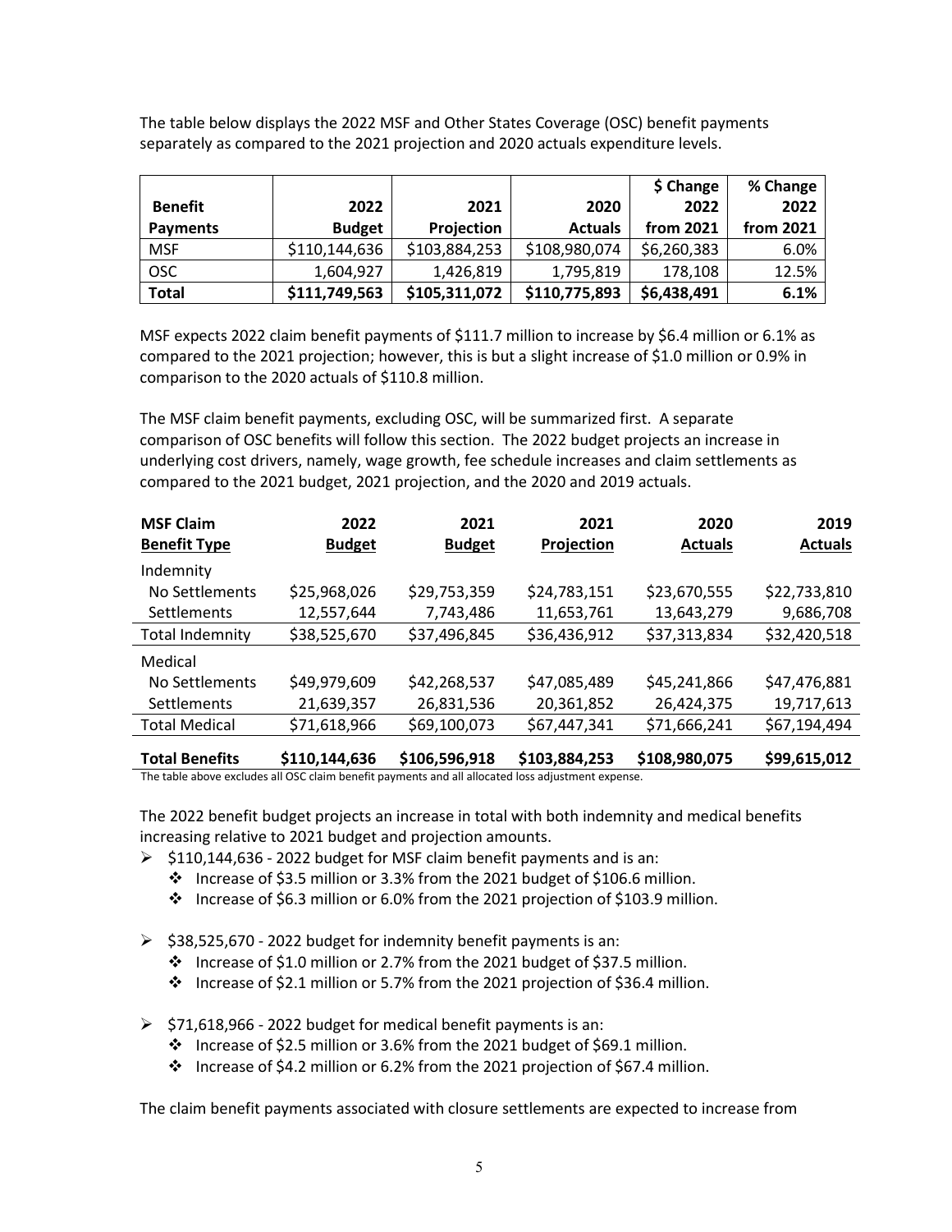The table below displays the 2022 MSF and Other States Coverage (OSC) benefit payments separately as compared to the 2021 projection and 2020 actuals expenditure levels.

| Benefit Payments | 2022 Budget | 2021 Projection | 2020 Actuals | $ Change 2022 from 2021 | % Change 2022 from 2021 |
|---|---|---|---|---|---|
| MSF | $110,144,636 | $103,884,253 | $108,980,074 | $6,260,383 | 6.0% |
| OSC | 1,604,927 | 1,426,819 | 1,795,819 | 178,108 | 12.5% |
| **Total** | **$111,749,563** | **$105,311,072** | **$110,775,893** | **$6,438,491** | **6.1%** |

MSF expects 2022 claim benefit payments of $111.7 million to increase by $6.4 million or 6.1% as compared to the 2021 projection; however, this is but a slight increase of $1.0 million or 0.9% in comparison to the 2020 actuals of $110.8 million.

The MSF claim benefit payments, excluding OSC, will be summarized first. A separate comparison of OSC benefits will follow this section. The 2022 budget projects an increase in underlying cost drivers, namely, wage growth, fee schedule increases and claim settlements as compared to the 2021 budget, 2021 projection, and the 2020 and 2019 actuals.

| MSF Claim Benefit Type | 2022 Budget | 2021 Budget | 2021 Projection | 2020 Actuals | 2019 Actuals |
|---|---|---|---|---|---|
| Indemnity | | | | | |
| No Settlements | $25,968,026 | $29,753,359 | $24,783,151 | $23,670,555 | $22,733,810 |
| Settlements | 12,557,644 | 7,743,486 | 11,653,761 | 13,643,279 | 9,686,708 |
| Total Indemnity | $38,525,670 | $37,496,845 | $36,436,912 | $37,313,834 | $32,420,518 |
| Medical | | | | | |
| No Settlements | $49,979,609 | $42,268,537 | $47,085,489 | $45,241,866 | $47,476,881 |
| Settlements | 21,639,357 | 26,831,536 | 20,361,852 | 26,424,375 | 19,717,613 |
| Total Medical | $71,618,966 | $69,100,073 | $67,447,341 | $71,666,241 | $67,194,494 |
| **Total Benefits** | **$110,144,636** | **$106,596,918** | **$103,884,253** | **$108,980,075** | **$99,615,012** |

The table above excludes all OSC claim benefit payments and all allocated loss adjustment expense.

The 2022 benefit budget projects an increase in total with both indemnity and medical benefits increasing relative to 2021 budget and projection amounts.

- $110,144,636 - 2022 budget for MSF claim benefit payments and is an:
  - Increase of $3.5 million or 3.3% from the 2021 budget of $106.6 million.
  - Increase of $6.3 million or 6.0% from the 2021 projection of $103.9 million.

- $38,525,670 - 2022 budget for indemnity benefit payments is an:
  - Increase of $1.0 million or 2.7% from the 2021 budget of $37.5 million.
  - Increase of $2.1 million or 5.7% from the 2021 projection of $36.4 million.

- $71,618,966 - 2022 budget for medical benefit payments is an:
  - Increase of $2.5 million or 3.6% from the 2021 budget of $69.1 million.
  - Increase of $4.2 million or 6.2% from the 2021 projection of $67.4 million.

The claim benefit payments associated with closure settlements are expected to increase from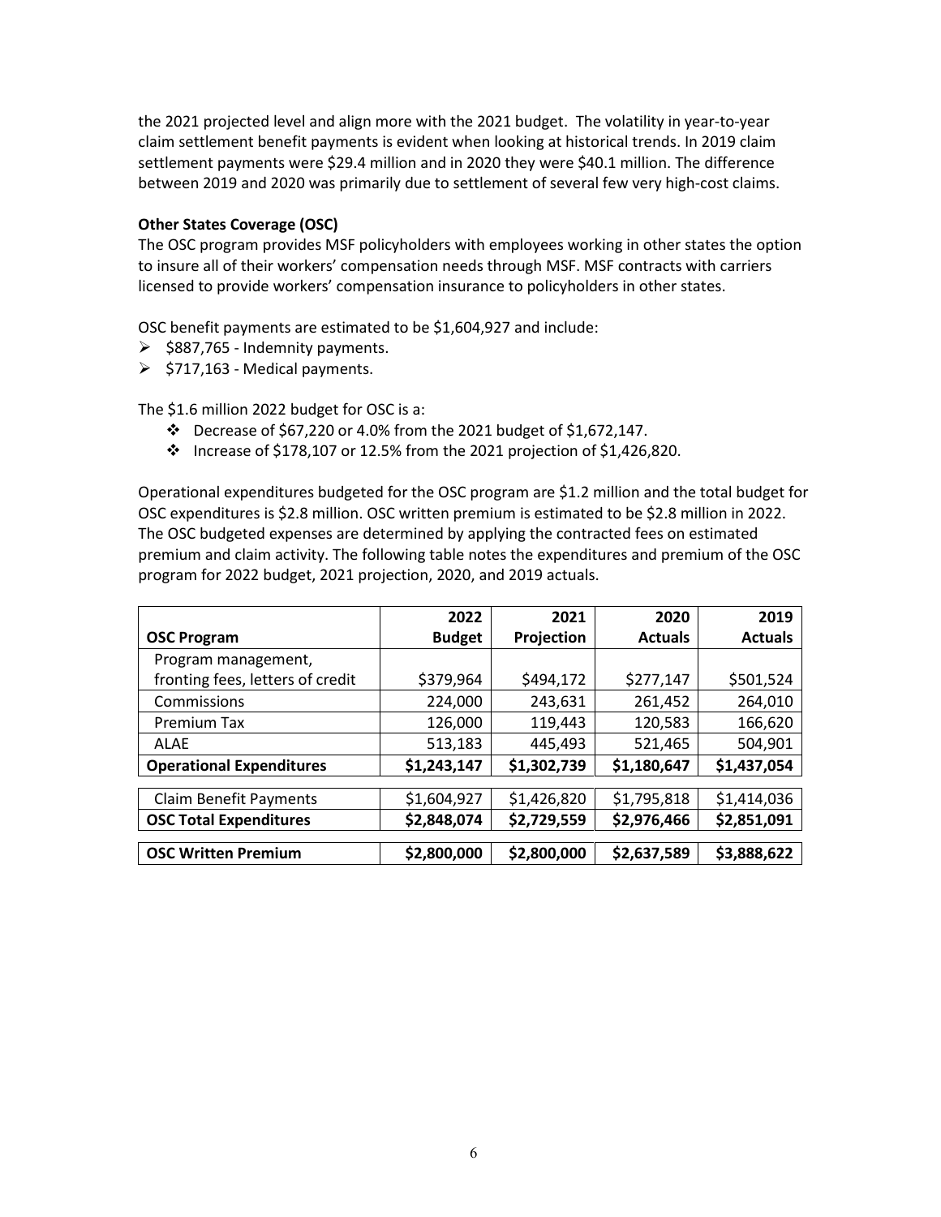the 2021 projected level and align more with the 2021 budget. The volatility in year-to-year claim settlement benefit payments is evident when looking at historical trends. In 2019 claim settlement payments were $29.4 million and in 2020 they were $40.1 million. The difference between 2019 and 2020 was primarily due to settlement of several few very high-cost claims.

**Other States Coverage (OSC)**

The OSC program provides MSF policyholders with employees working in other states the option to insure all of their workers' compensation needs through MSF. MSF contracts with carriers licensed to provide workers' compensation insurance to policyholders in other states.

OSC benefit payments are estimated to be $1,604,927 and include:

- $887,765 - Indemnity payments.
- $717,163 - Medical payments.

The $1.6 million 2022 budget for OSC is a:

- Decrease of $67,220 or 4.0% from the 2021 budget of $1,672,147.
- Increase of $178,107 or 12.5% from the 2021 projection of $1,426,820.

Operational expenditures budgeted for the OSC program are $1.2 million and the total budget for OSC expenditures is $2.8 million. OSC written premium is estimated to be $2.8 million in 2022. The OSC budgeted expenses are determined by applying the contracted fees on estimated premium and claim activity. The following table notes the expenditures and premium of the OSC program for 2022 budget, 2021 projection, 2020, and 2019 actuals.

| OSC Program | 2022 Budget | 2021 Projection | 2020 Actuals | 2019 Actuals |
|---|---|---|---|---|
| Program management, fronting fees, letters of credit | $379,964 | $494,172 | $277,147 | $501,524 |
| Commissions | 224,000 | 243,631 | 261,452 | 264,010 |
| Premium Tax | 126,000 | 119,443 | 120,583 | 166,620 |
| ALAE | 513,183 | 445,493 | 521,465 | 504,901 |
| **Operational Expenditures** | **$1,243,147** | **$1,302,739** | **$1,180,647** | **$1,437,054** |
| Claim Benefit Payments | $1,604,927 | $1,426,820 | $1,795,818 | $1,414,036 |
| **OSC Total Expenditures** | **$2,848,074** | **$2,729,559** | **$2,976,466** | **$2,851,091** |
| **OSC Written Premium** | **$2,800,000** | **$2,800,000** | **$2,637,589** | **$3,888,622** |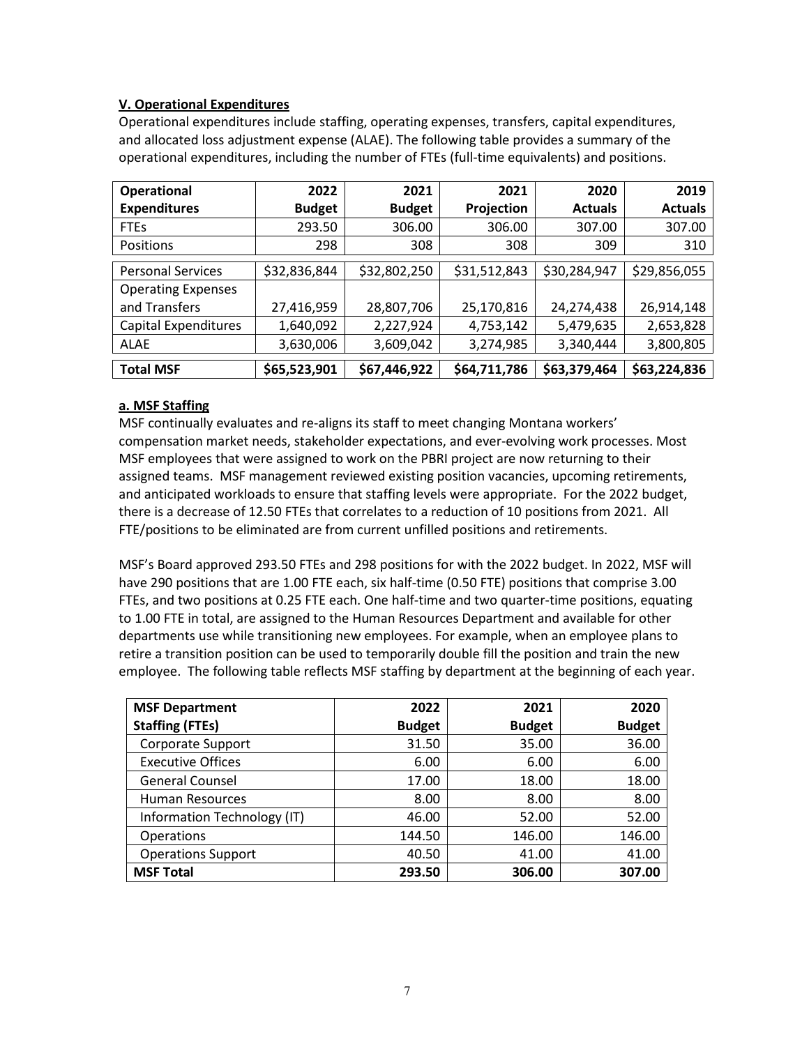**V. Operational Expenditures**

Operational expenditures include staffing, operating expenses, transfers, capital expenditures, and allocated loss adjustment expense (ALAE). The following table provides a summary of the operational expenditures, including the number of FTEs (full-time equivalents) and positions.

| Operational Expenditures | 2022 Budget | 2021 Budget | 2021 Projection | 2020 Actuals | 2019 Actuals |
|---|---|---|---|---|---|
| FTEs | 293.50 | 306.00 | 306.00 | 307.00 | 307.00 |
| Positions | 298 | 308 | 308 | 309 | 310 |
| Personal Services | $32,836,844 | $32,802,250 | $31,512,843 | $30,284,947 | $29,856,055 |
| Operating Expenses and Transfers | 27,416,959 | 28,807,706 | 25,170,816 | 24,274,438 | 26,914,148 |
| Capital Expenditures | 1,640,092 | 2,227,924 | 4,753,142 | 5,479,635 | 2,653,828 |
| ALAE | 3,630,006 | 3,609,042 | 3,274,985 | 3,340,444 | 3,800,805 |
| **Total MSF** | **$65,523,901** | **$67,446,922** | **$64,711,786** | **$63,379,464** | **$63,224,836** |

**a. MSF Staffing**

MSF continually evaluates and re-aligns its staff to meet changing Montana workers' compensation market needs, stakeholder expectations, and ever-evolving work processes. Most MSF employees that were assigned to work on the PBRI project are now returning to their assigned teams. MSF management reviewed existing position vacancies, upcoming retirements, and anticipated workloads to ensure that staffing levels were appropriate. For the 2022 budget, there is a decrease of 12.50 FTEs that correlates to a reduction of 10 positions from 2021. All FTE/positions to be eliminated are from current unfilled positions and retirements.

MSF's Board approved 293.50 FTEs and 298 positions for with the 2022 budget. In 2022, MSF will have 290 positions that are 1.00 FTE each, six half-time (0.50 FTE) positions that comprise 3.00 FTEs, and two positions at 0.25 FTE each. One half-time and two quarter-time positions, equating to 1.00 FTE in total, are assigned to the Human Resources Department and available for other departments use while transitioning new employees. For example, when an employee plans to retire a transition position can be used to temporarily double fill the position and train the new employee. The following table reflects MSF staffing by department at the beginning of each year.

| MSF Department Staffing (FTEs) | 2022 Budget | 2021 Budget | 2020 Budget |
|---|---|---|---|
| Corporate Support | 31.50 | 35.00 | 36.00 |
| Executive Offices | 6.00 | 6.00 | 6.00 |
| General Counsel | 17.00 | 18.00 | 18.00 |
| Human Resources | 8.00 | 8.00 | 8.00 |
| Information Technology (IT) | 46.00 | 52.00 | 52.00 |
| Operations | 144.50 | 146.00 | 146.00 |
| Operations Support | 40.50 | 41.00 | 41.00 |
| **MSF Total** | **293.50** | **306.00** | **307.00** |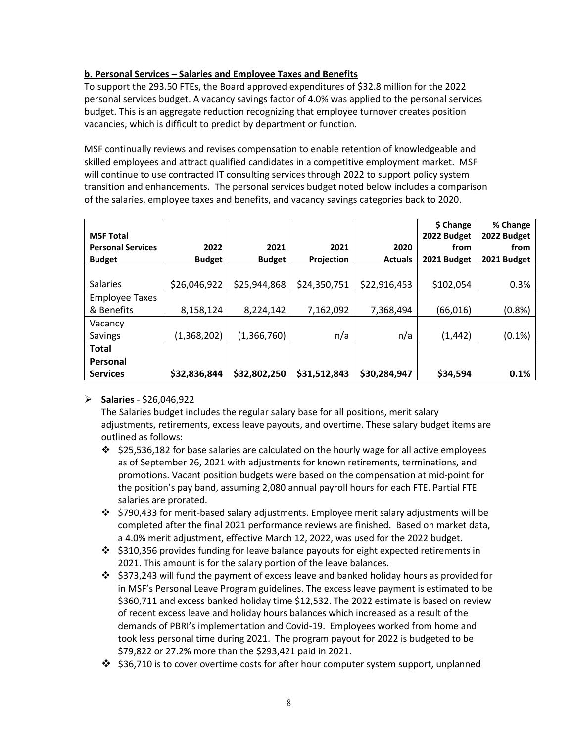**b. Personal Services – Salaries and Employee Taxes and Benefits**

To support the 293.50 FTEs, the Board approved expenditures of $32.8 million for the 2022 personal services budget. A vacancy savings factor of 4.0% was applied to the personal services budget. This is an aggregate reduction recognizing that employee turnover creates position vacancies, which is difficult to predict by department or function.

MSF continually reviews and revises compensation to enable retention of knowledgeable and skilled employees and attract qualified candidates in a competitive employment market. MSF will continue to use contracted IT consulting services through 2022 to support policy system transition and enhancements. The personal services budget noted below includes a comparison of the salaries, employee taxes and benefits, and vacancy savings categories back to 2020.

| MSF Total Personal Services Budget | 2022 Budget | 2021 Budget | 2021 Projection | 2020 Actuals | $ Change 2022 Budget from 2021 Budget | % Change 2022 Budget from 2021 Budget |
|---|---|---|---|---|---|---|
| Salaries | $26,046,922 | $25,944,868 | $24,350,751 | $22,916,453 | $102,054 | 0.3% |
| Employee Taxes & Benefits | 8,158,124 | 8,224,142 | 7,162,092 | 7,368,494 | (66,016) | (0.8%) |
| Vacancy Savings | (1,368,202) | (1,366,760) | n/a | n/a | (1,442) | (0.1%) |
| **Total Personal Services** | **$32,836,844** | **$32,802,250** | **$31,512,843** | **$30,284,947** | **$34,594** | **0.1%** |

- **Salaries** - $26,046,922

  The Salaries budget includes the regular salary base for all positions, merit salary adjustments, retirements, excess leave payouts, and overtime. These salary budget items are outlined as follows:

  - $25,536,182 for base salaries are calculated on the hourly wage for all active employees as of September 26, 2021 with adjustments for known retirements, terminations, and promotions. Vacant position budgets were based on the compensation at mid-point for the position's pay band, assuming 2,080 annual payroll hours for each FTE. Partial FTE salaries are prorated.
  - $790,433 for merit-based salary adjustments. Employee merit salary adjustments will be completed after the final 2021 performance reviews are finished. Based on market data, a 4.0% merit adjustment, effective March 12, 2022, was used for the 2022 budget.
  - $310,356 provides funding for leave balance payouts for eight expected retirements in 2021. This amount is for the salary portion of the leave balances.
  - $373,243 will fund the payment of excess leave and banked holiday hours as provided for in MSF's Personal Leave Program guidelines. The excess leave payment is estimated to be $360,711 and excess banked holiday time $12,532. The 2022 estimate is based on review of recent excess leave and holiday hours balances which increased as a result of the demands of PBRI's implementation and Covid-19. Employees worked from home and took less personal time during 2021. The program payout for 2022 is budgeted to be $79,822 or 27.2% more than the $293,421 paid in 2021.
  - $36,710 is to cover overtime costs for after hour computer system support, unplanned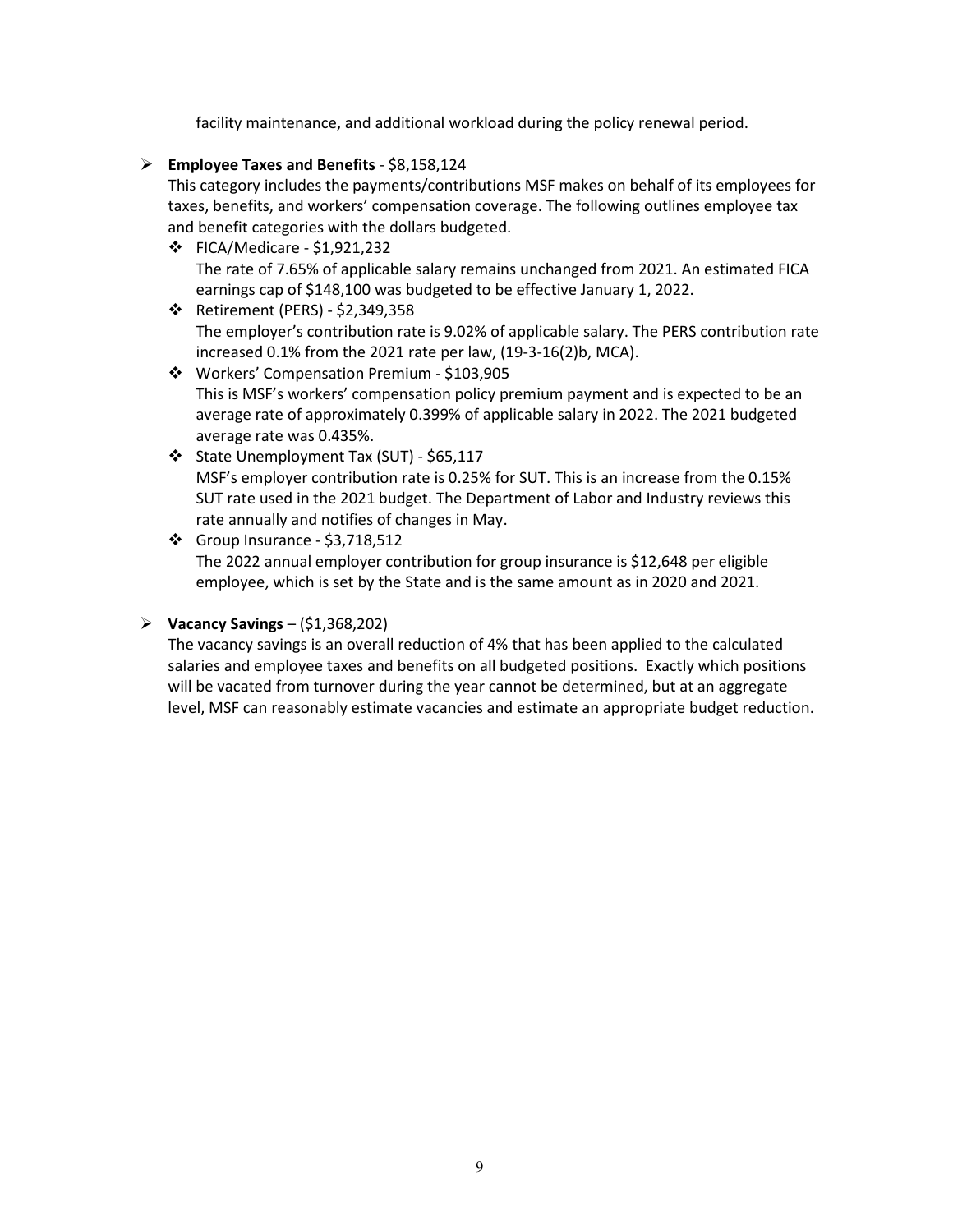facility maintenance, and additional workload during the policy renewal period.

- **Employee Taxes and Benefits** - $8,158,124
  This category includes the payments/contributions MSF makes on behalf of its employees for taxes, benefits, and workers' compensation coverage. The following outlines employee tax and benefit categories with the dollars budgeted.
  - FICA/Medicare - $1,921,232
    The rate of 7.65% of applicable salary remains unchanged from 2021. An estimated FICA earnings cap of $148,100 was budgeted to be effective January 1, 2022.
  - Retirement (PERS) - $2,349,358
    The employer's contribution rate is 9.02% of applicable salary. The PERS contribution rate increased 0.1% from the 2021 rate per law, (19-3-16(2)b, MCA).
  - Workers' Compensation Premium - $103,905
    This is MSF's workers' compensation policy premium payment and is expected to be an average rate of approximately 0.399% of applicable salary in 2022. The 2021 budgeted average rate was 0.435%.
  - State Unemployment Tax (SUT) - $65,117
    MSF's employer contribution rate is 0.25% for SUT. This is an increase from the 0.15% SUT rate used in the 2021 budget. The Department of Labor and Industry reviews this rate annually and notifies of changes in May.
  - Group Insurance - $3,718,512
    The 2022 annual employer contribution for group insurance is $12,648 per eligible employee, which is set by the State and is the same amount as in 2020 and 2021.

- **Vacancy Savings** – ($1,368,202)
  The vacancy savings is an overall reduction of 4% that has been applied to the calculated salaries and employee taxes and benefits on all budgeted positions. Exactly which positions will be vacated from turnover during the year cannot be determined, but at an aggregate level, MSF can reasonably estimate vacancies and estimate an appropriate budget reduction.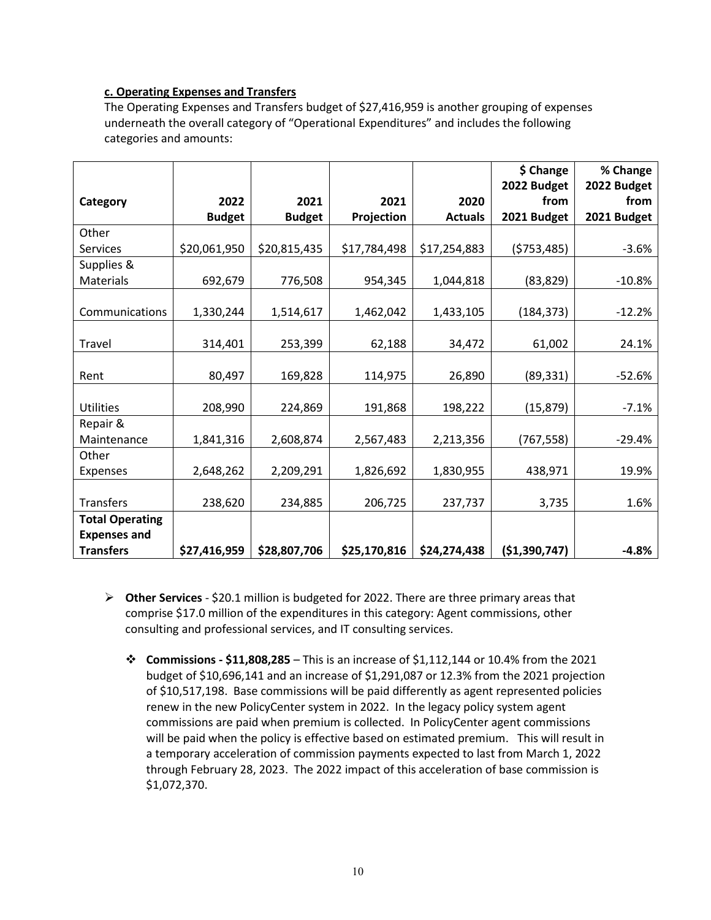**c. Operating Expenses and Transfers**

The Operating Expenses and Transfers budget of $27,416,959 is another grouping of expenses underneath the overall category of "Operational Expenditures" and includes the following categories and amounts:

| Category | 2022 Budget | 2021 Budget | 2021 Projection | 2020 Actuals | $ Change 2022 Budget from 2021 Budget | % Change 2022 Budget from 2021 Budget |
|---|---|---|---|---|---|---|
| Other Services | $20,061,950 | $20,815,435 | $17,784,498 | $17,254,883 | ($753,485) | -3.6% |
| Supplies & Materials | 692,679 | 776,508 | 954,345 | 1,044,818 | (83,829) | -10.8% |
| Communications | 1,330,244 | 1,514,617 | 1,462,042 | 1,433,105 | (184,373) | -12.2% |
| Travel | 314,401 | 253,399 | 62,188 | 34,472 | 61,002 | 24.1% |
| Rent | 80,497 | 169,828 | 114,975 | 26,890 | (89,331) | -52.6% |
| Utilities | 208,990 | 224,869 | 191,868 | 198,222 | (15,879) | -7.1% |
| Repair & Maintenance | 1,841,316 | 2,608,874 | 2,567,483 | 2,213,356 | (767,558) | -29.4% |
| Other Expenses | 2,648,262 | 2,209,291 | 1,826,692 | 1,830,955 | 438,971 | 19.9% |
| Transfers | 238,620 | 234,885 | 206,725 | 237,737 | 3,735 | 1.6% |
| **Total Operating Expenses and Transfers** | **$27,416,959** | **$28,807,706** | **$25,170,816** | **$24,274,438** | **($1,390,747)** | **-4.8%** |

- **Other Services** - $20.1 million is budgeted for 2022. There are three primary areas that comprise $17.0 million of the expenditures in this category: Agent commissions, other consulting and professional services, and IT consulting services.

  - **Commissions - $11,808,285** – This is an increase of $1,112,144 or 10.4% from the 2021 budget of $10,696,141 and an increase of $1,291,087 or 12.3% from the 2021 projection of $10,517,198. Base commissions will be paid differently as agent represented policies renew in the new PolicyCenter system in 2022. In the legacy policy system agent commissions are paid when premium is collected. In PolicyCenter agent commissions will be paid when the policy is effective based on estimated premium. This will result in a temporary acceleration of commission payments expected to last from March 1, 2022 through February 28, 2023. The 2022 impact of this acceleration of base commission is $1,072,370.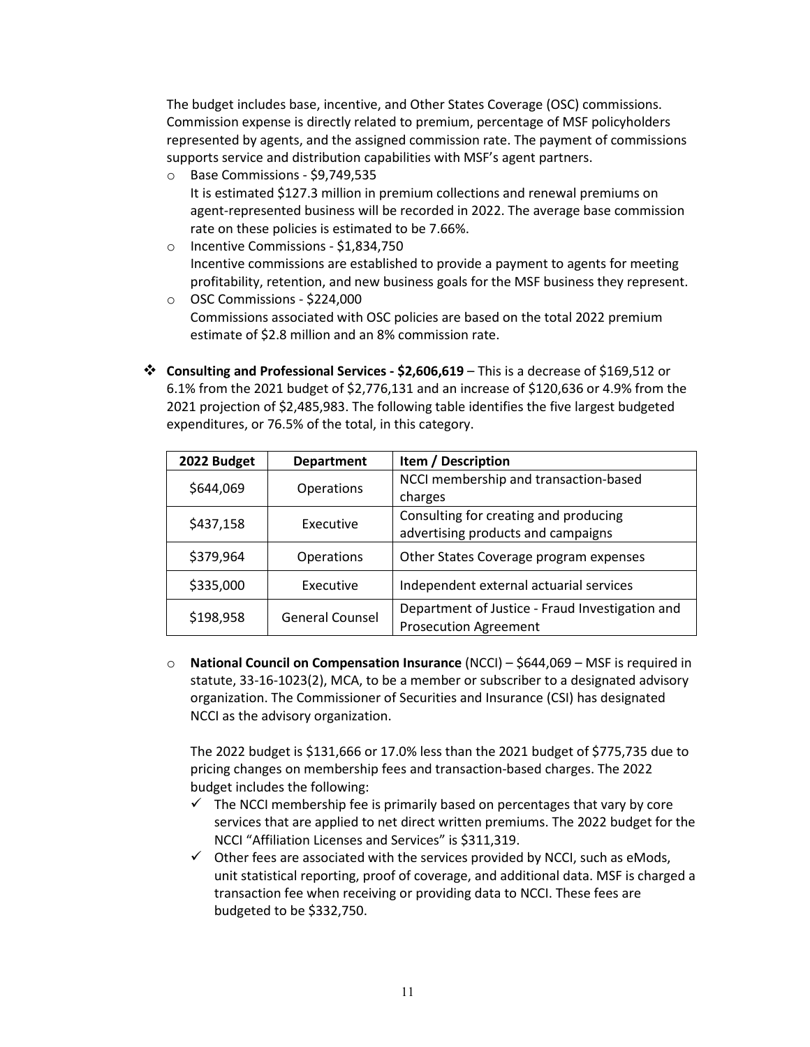The budget includes base, incentive, and Other States Coverage (OSC) commissions. Commission expense is directly related to premium, percentage of MSF policyholders represented by agents, and the assigned commission rate. The payment of commissions supports service and distribution capabilities with MSF's agent partners.

- Base Commissions - $9,749,535
  It is estimated $127.3 million in premium collections and renewal premiums on agent-represented business will be recorded in 2022. The average base commission rate on these policies is estimated to be 7.66%.
- Incentive Commissions - $1,834,750
  Incentive commissions are established to provide a payment to agents for meeting profitability, retention, and new business goals for the MSF business they represent.
- OSC Commissions - $224,000
  Commissions associated with OSC policies are based on the total 2022 premium estimate of $2.8 million and an 8% commission rate.

- **Consulting and Professional Services - $2,606,619** – This is a decrease of $169,512 or 6.1% from the 2021 budget of $2,776,131 and an increase of $120,636 or 4.9% from the 2021 projection of $2,485,983. The following table identifies the five largest budgeted expenditures, or 76.5% of the total, in this category.

| 2022 Budget | Department | Item / Description |
|---|---|---|
| $644,069 | Operations | NCCI membership and transaction-based charges |
| $437,158 | Executive | Consulting for creating and producing advertising products and campaigns |
| $379,964 | Operations | Other States Coverage program expenses |
| $335,000 | Executive | Independent external actuarial services |
| $198,958 | General Counsel | Department of Justice - Fraud Investigation and Prosecution Agreement |

- **National Council on Compensation Insurance** (NCCI) – $644,069 – MSF is required in statute, 33-16-1023(2), MCA, to be a member or subscriber to a designated advisory organization. The Commissioner of Securities and Insurance (CSI) has designated NCCI as the advisory organization.

  The 2022 budget is $131,666 or 17.0% less than the 2021 budget of $775,735 due to pricing changes on membership fees and transaction-based charges. The 2022 budget includes the following:
  - ✓ The NCCI membership fee is primarily based on percentages that vary by core services that are applied to net direct written premiums. The 2022 budget for the NCCI "Affiliation Licenses and Services" is $311,319.
  - ✓ Other fees are associated with the services provided by NCCI, such as eMods, unit statistical reporting, proof of coverage, and additional data. MSF is charged a transaction fee when receiving or providing data to NCCI. These fees are budgeted to be $332,750.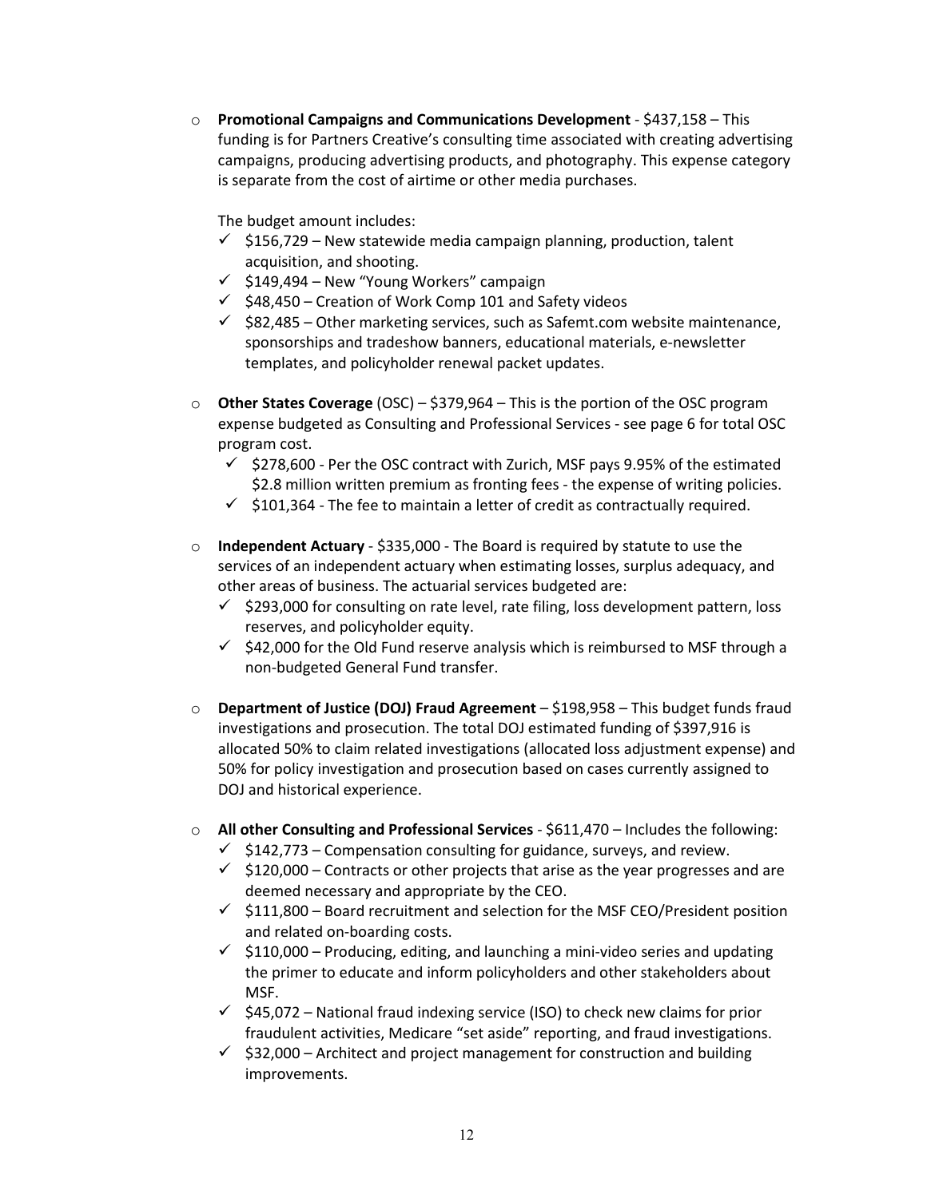- **Promotional Campaigns and Communications Development** - $437,158 – This funding is for Partners Creative's consulting time associated with creating advertising campaigns, producing advertising products, and photography. This expense category is separate from the cost of airtime or other media purchases.

  The budget amount includes:
  - ✓ $156,729 – New statewide media campaign planning, production, talent acquisition, and shooting.
  - ✓ $149,494 – New "Young Workers" campaign
  - ✓ $48,450 – Creation of Work Comp 101 and Safety videos
  - ✓ $82,485 – Other marketing services, such as Safemt.com website maintenance, sponsorships and tradeshow banners, educational materials, e-newsletter templates, and policyholder renewal packet updates.

- **Other States Coverage** (OSC) – $379,964 – This is the portion of the OSC program expense budgeted as Consulting and Professional Services - see page 6 for total OSC program cost.
  - ✓ $278,600 - Per the OSC contract with Zurich, MSF pays 9.95% of the estimated $2.8 million written premium as fronting fees - the expense of writing policies.
  - ✓ $101,364 - The fee to maintain a letter of credit as contractually required.

- **Independent Actuary** - $335,000 - The Board is required by statute to use the services of an independent actuary when estimating losses, surplus adequacy, and other areas of business. The actuarial services budgeted are:
  - ✓ $293,000 for consulting on rate level, rate filing, loss development pattern, loss reserves, and policyholder equity.
  - ✓ $42,000 for the Old Fund reserve analysis which is reimbursed to MSF through a non-budgeted General Fund transfer.

- **Department of Justice (DOJ) Fraud Agreement** – $198,958 – This budget funds fraud investigations and prosecution. The total DOJ estimated funding of $397,916 is allocated 50% to claim related investigations (allocated loss adjustment expense) and 50% for policy investigation and prosecution based on cases currently assigned to DOJ and historical experience.

- **All other Consulting and Professional Services** - $611,470 – Includes the following:
  - ✓ $142,773 – Compensation consulting for guidance, surveys, and review.
  - ✓ $120,000 – Contracts or other projects that arise as the year progresses and are deemed necessary and appropriate by the CEO.
  - ✓ $111,800 – Board recruitment and selection for the MSF CEO/President position and related on-boarding costs.
  - ✓ $110,000 – Producing, editing, and launching a mini-video series and updating the primer to educate and inform policyholders and other stakeholders about MSF.
  - ✓ $45,072 – National fraud indexing service (ISO) to check new claims for prior fraudulent activities, Medicare "set aside" reporting, and fraud investigations.
  - ✓ $32,000 – Architect and project management for construction and building improvements.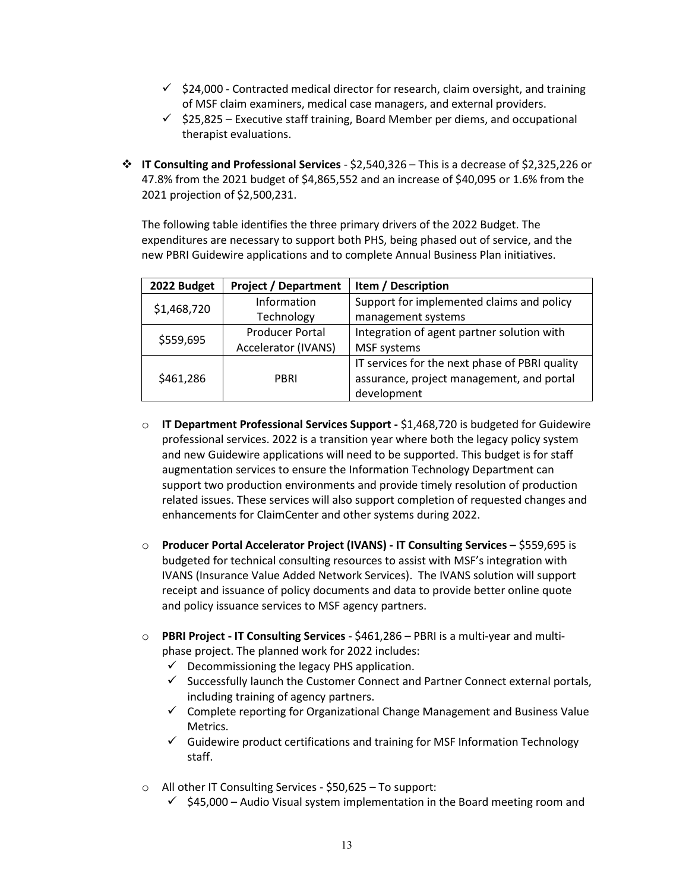- ✓ $24,000 - Contracted medical director for research, claim oversight, and training of MSF claim examiners, medical case managers, and external providers.
- ✓ $25,825 – Executive staff training, Board Member per diems, and occupational therapist evaluations.

❖ **IT Consulting and Professional Services** - $2,540,326 – This is a decrease of $2,325,226 or 47.8% from the 2021 budget of $4,865,552 and an increase of $40,095 or 1.6% from the 2021 projection of $2,500,231.

The following table identifies the three primary drivers of the 2022 Budget. The expenditures are necessary to support both PHS, being phased out of service, and the new PBRI Guidewire applications and to complete Annual Business Plan initiatives.

| 2022 Budget | Project / Department | Item / Description |
|---|---|---|
| $1,468,720 | Information Technology | Support for implemented claims and policy management systems |
| $559,695 | Producer Portal Accelerator (IVANS) | Integration of agent partner solution with MSF systems |
| $461,286 | PBRI | IT services for the next phase of PBRI quality assurance, project management, and portal development |

- **IT Department Professional Services Support -** $1,468,720 is budgeted for Guidewire professional services. 2022 is a transition year where both the legacy policy system and new Guidewire applications will need to be supported. This budget is for staff augmentation services to ensure the Information Technology Department can support two production environments and provide timely resolution of production related issues. These services will also support completion of requested changes and enhancements for ClaimCenter and other systems during 2022.

- **Producer Portal Accelerator Project (IVANS) - IT Consulting Services –** $559,695 is budgeted for technical consulting resources to assist with MSF's integration with IVANS (Insurance Value Added Network Services). The IVANS solution will support receipt and issuance of policy documents and data to provide better online quote and policy issuance services to MSF agency partners.

- **PBRI Project - IT Consulting Services** - $461,286 – PBRI is a multi-year and multi-phase project. The planned work for 2022 includes:
  - ✓ Decommissioning the legacy PHS application.
  - ✓ Successfully launch the Customer Connect and Partner Connect external portals, including training of agency partners.
  - ✓ Complete reporting for Organizational Change Management and Business Value Metrics.
  - ✓ Guidewire product certifications and training for MSF Information Technology staff.

- All other IT Consulting Services - $50,625 – To support:
  - ✓ $45,000 – Audio Visual system implementation in the Board meeting room and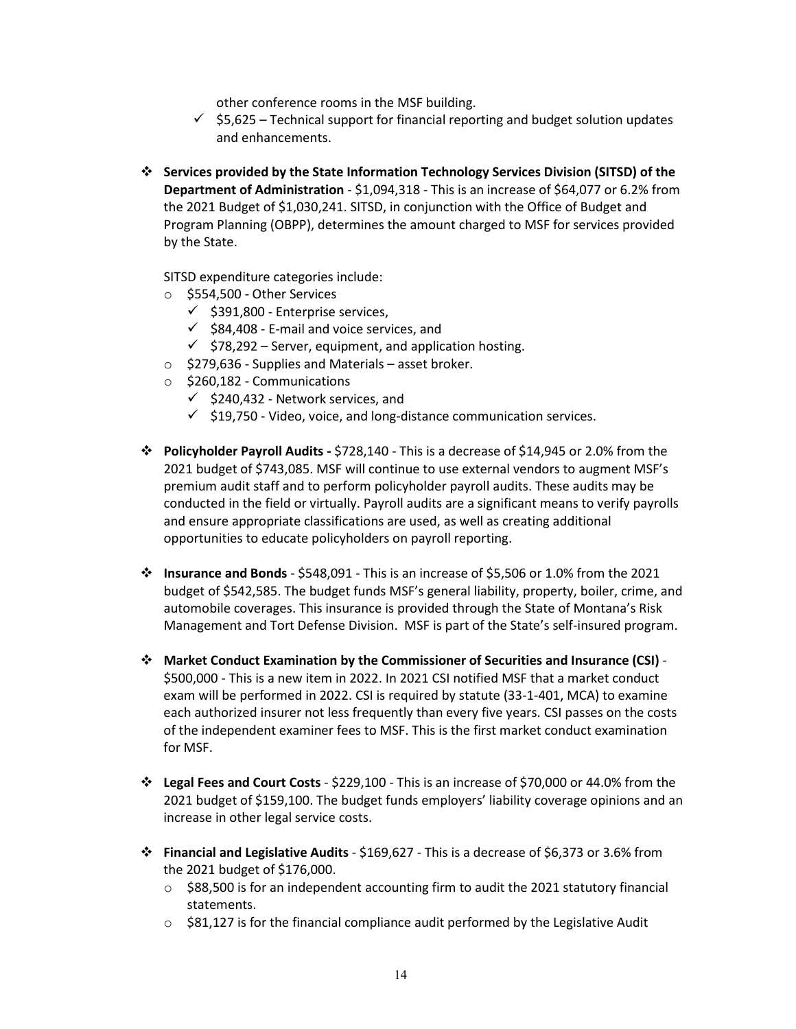other conference rooms in the MSF building.

- ✓ $5,625 – Technical support for financial reporting and budget solution updates and enhancements.

- **Services provided by the State Information Technology Services Division (SITSD) of the Department of Administration** - $1,094,318 - This is an increase of $64,077 or 6.2% from the 2021 Budget of $1,030,241. SITSD, in conjunction with the Office of Budget and Program Planning (OBPP), determines the amount charged to MSF for services provided by the State.

  SITSD expenditure categories include:

  - $554,500 - Other Services
    - ✓ $391,800 - Enterprise services,
    - ✓ $84,408 - E-mail and voice services, and
    - ✓ $78,292 – Server, equipment, and application hosting.
  - $279,636 - Supplies and Materials – asset broker.
  - $260,182 - Communications
    - ✓ $240,432 - Network services, and
    - ✓ $19,750 - Video, voice, and long-distance communication services.

- **Policyholder Payroll Audits -** $728,140 - This is a decrease of $14,945 or 2.0% from the 2021 budget of $743,085. MSF will continue to use external vendors to augment MSF's premium audit staff and to perform policyholder payroll audits. These audits may be conducted in the field or virtually. Payroll audits are a significant means to verify payrolls and ensure appropriate classifications are used, as well as creating additional opportunities to educate policyholders on payroll reporting.

- **Insurance and Bonds** - $548,091 - This is an increase of $5,506 or 1.0% from the 2021 budget of $542,585. The budget funds MSF's general liability, property, boiler, crime, and automobile coverages. This insurance is provided through the State of Montana's Risk Management and Tort Defense Division. MSF is part of the State's self-insured program.

- **Market Conduct Examination by the Commissioner of Securities and Insurance (CSI)** - $500,000 - This is a new item in 2022. In 2021 CSI notified MSF that a market conduct exam will be performed in 2022. CSI is required by statute (33-1-401, MCA) to examine each authorized insurer not less frequently than every five years. CSI passes on the costs of the independent examiner fees to MSF. This is the first market conduct examination for MSF.

- **Legal Fees and Court Costs** - $229,100 - This is an increase of $70,000 or 44.0% from the 2021 budget of $159,100. The budget funds employers' liability coverage opinions and an increase in other legal service costs.

- **Financial and Legislative Audits** - $169,627 - This is a decrease of $6,373 or 3.6% from the 2021 budget of $176,000.
  - $88,500 is for an independent accounting firm to audit the 2021 statutory financial statements.
  - $81,127 is for the financial compliance audit performed by the Legislative Audit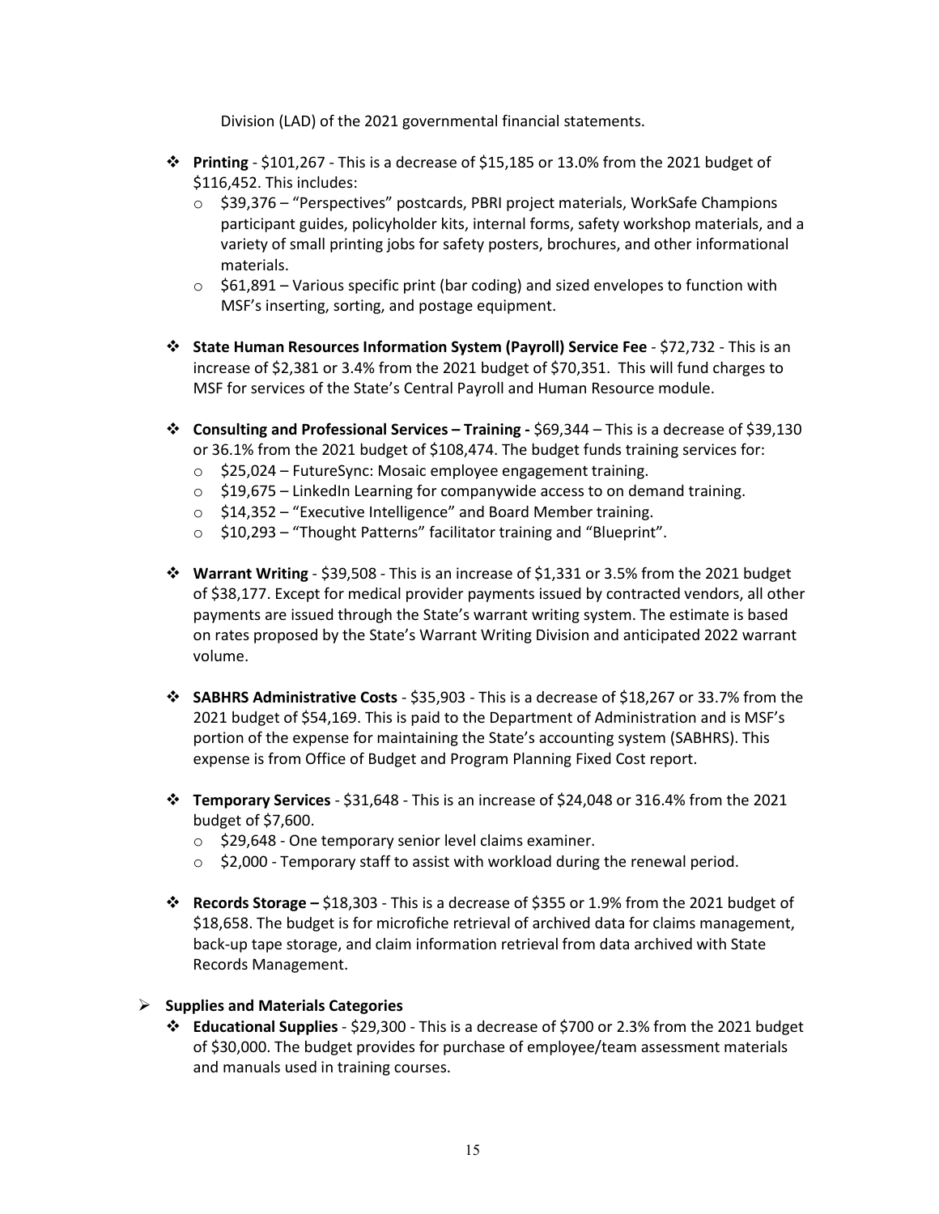Division (LAD) of the 2021 governmental financial statements.

- **Printing** - $101,267 - This is a decrease of $15,185 or 13.0% from the 2021 budget of $116,452. This includes:
  - $39,376 – "Perspectives" postcards, PBRI project materials, WorkSafe Champions participant guides, policyholder kits, internal forms, safety workshop materials, and a variety of small printing jobs for safety posters, brochures, and other informational materials.
  - $61,891 – Various specific print (bar coding) and sized envelopes to function with MSF's inserting, sorting, and postage equipment.

- **State Human Resources Information System (Payroll) Service Fee** - $72,732 - This is an increase of $2,381 or 3.4% from the 2021 budget of $70,351. This will fund charges to MSF for services of the State's Central Payroll and Human Resource module.

- **Consulting and Professional Services – Training -** $69,344 – This is a decrease of $39,130 or 36.1% from the 2021 budget of $108,474. The budget funds training services for:
  - $25,024 – FutureSync: Mosaic employee engagement training.
  - $19,675 – LinkedIn Learning for companywide access to on demand training.
  - $14,352 – "Executive Intelligence" and Board Member training.
  - $10,293 – "Thought Patterns" facilitator training and "Blueprint".

- **Warrant Writing** - $39,508 - This is an increase of $1,331 or 3.5% from the 2021 budget of $38,177. Except for medical provider payments issued by contracted vendors, all other payments are issued through the State's warrant writing system. The estimate is based on rates proposed by the State's Warrant Writing Division and anticipated 2022 warrant volume.

- **SABHRS Administrative Costs** - $35,903 - This is a decrease of $18,267 or 33.7% from the 2021 budget of $54,169. This is paid to the Department of Administration and is MSF's portion of the expense for maintaining the State's accounting system (SABHRS). This expense is from Office of Budget and Program Planning Fixed Cost report.

- **Temporary Services** - $31,648 - This is an increase of $24,048 or 316.4% from the 2021 budget of $7,600.
  - $29,648 - One temporary senior level claims examiner.
  - $2,000 - Temporary staff to assist with workload during the renewal period.

- **Records Storage –** $18,303 - This is a decrease of $355 or 1.9% from the 2021 budget of $18,658. The budget is for microfiche retrieval of archived data for claims management, back-up tape storage, and claim information retrieval from data archived with State Records Management.

- **Supplies and Materials Categories**
  - **Educational Supplies** - $29,300 - This is a decrease of $700 or 2.3% from the 2021 budget of $30,000. The budget provides for purchase of employee/team assessment materials and manuals used in training courses.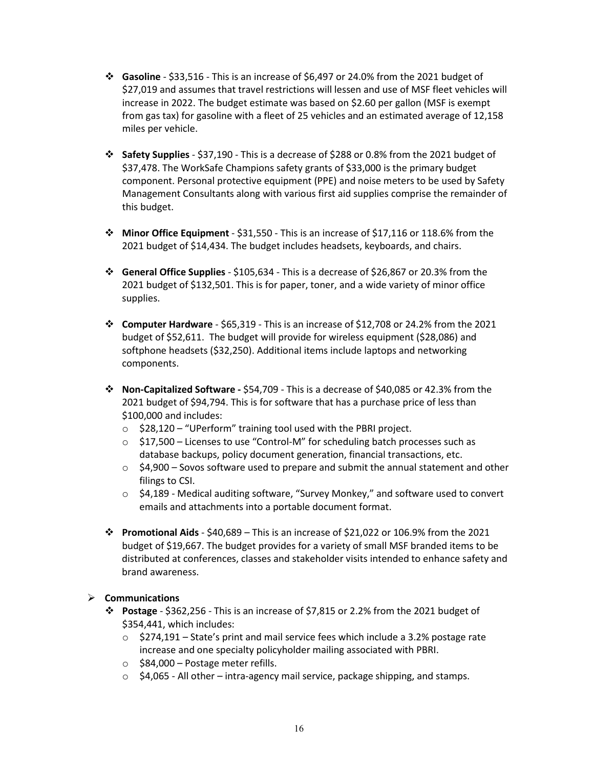- **Gasoline** - $33,516 - This is an increase of $6,497 or 24.0% from the 2021 budget of $27,019 and assumes that travel restrictions will lessen and use of MSF fleet vehicles will increase in 2022. The budget estimate was based on $2.60 per gallon (MSF is exempt from gas tax) for gasoline with a fleet of 25 vehicles and an estimated average of 12,158 miles per vehicle.

- **Safety Supplies** - $37,190 - This is a decrease of $288 or 0.8% from the 2021 budget of $37,478. The WorkSafe Champions safety grants of $33,000 is the primary budget component. Personal protective equipment (PPE) and noise meters to be used by Safety Management Consultants along with various first aid supplies comprise the remainder of this budget.

- **Minor Office Equipment** - $31,550 - This is an increase of $17,116 or 118.6% from the 2021 budget of $14,434. The budget includes headsets, keyboards, and chairs.

- **General Office Supplies** - $105,634 - This is a decrease of $26,867 or 20.3% from the 2021 budget of $132,501. This is for paper, toner, and a wide variety of minor office supplies.

- **Computer Hardware** - $65,319 - This is an increase of $12,708 or 24.2% from the 2021 budget of $52,611. The budget will provide for wireless equipment ($28,086) and softphone headsets ($32,250). Additional items include laptops and networking components.

- **Non-Capitalized Software -** $54,709 - This is a decrease of $40,085 or 42.3% from the 2021 budget of $94,794. This is for software that has a purchase price of less than $100,000 and includes:
  - $28,120 – "UPerform" training tool used with the PBRI project.
  - $17,500 – Licenses to use "Control-M" for scheduling batch processes such as database backups, policy document generation, financial transactions, etc.
  - $4,900 – Sovos software used to prepare and submit the annual statement and other filings to CSI.
  - $4,189 - Medical auditing software, "Survey Monkey," and software used to convert emails and attachments into a portable document format.

- **Promotional Aids** - $40,689 – This is an increase of $21,022 or 106.9% from the 2021 budget of $19,667. The budget provides for a variety of small MSF branded items to be distributed at conferences, classes and stakeholder visits intended to enhance safety and brand awareness.

- **Communications**
  - **Postage** - $362,256 - This is an increase of $7,815 or 2.2% from the 2021 budget of $354,441, which includes:
    - $274,191 – State's print and mail service fees which include a 3.2% postage rate increase and one specialty policyholder mailing associated with PBRI.
    - $84,000 – Postage meter refills.
    - $4,065 - All other – intra-agency mail service, package shipping, and stamps.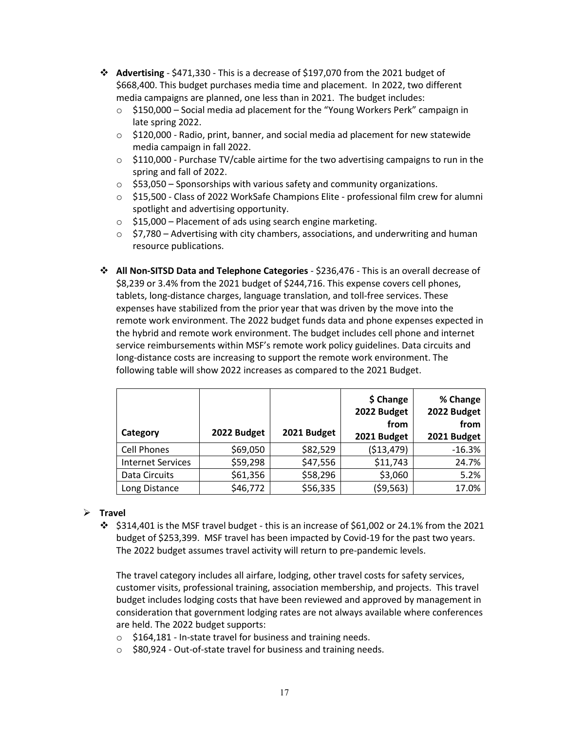- **Advertising** - $471,330 - This is a decrease of $197,070 from the 2021 budget of $668,400. This budget purchases media time and placement. In 2022, two different media campaigns are planned, one less than in 2021. The budget includes:
  - $150,000 – Social media ad placement for the "Young Workers Perk" campaign in late spring 2022.
  - $120,000 - Radio, print, banner, and social media ad placement for new statewide media campaign in fall 2022.
  - $110,000 - Purchase TV/cable airtime for the two advertising campaigns to run in the spring and fall of 2022.
  - $53,050 – Sponsorships with various safety and community organizations.
  - $15,500 - Class of 2022 WorkSafe Champions Elite - professional film crew for alumni spotlight and advertising opportunity.
  - $15,000 – Placement of ads using search engine marketing.
  - $7,780 – Advertising with city chambers, associations, and underwriting and human resource publications.

- **All Non-SITSD Data and Telephone Categories** - $236,476 - This is an overall decrease of $8,239 or 3.4% from the 2021 budget of $244,716. This expense covers cell phones, tablets, long-distance charges, language translation, and toll-free services. These expenses have stabilized from the prior year that was driven by the move into the remote work environment. The 2022 budget funds data and phone expenses expected in the hybrid and remote work environment. The budget includes cell phone and internet service reimbursements within MSF's remote work policy guidelines. Data circuits and long-distance costs are increasing to support the remote work environment. The following table will show 2022 increases as compared to the 2021 Budget.

| Category | 2022 Budget | 2021 Budget | $ Change 2022 Budget from 2021 Budget | % Change 2022 Budget from 2021 Budget |
|---|---|---|---|---|
| Cell Phones | $69,050 | $82,529 | ($13,479) | -16.3% |
| Internet Services | $59,298 | $47,556 | $11,743 | 24.7% |
| Data Circuits | $61,356 | $58,296 | $3,060 | 5.2% |
| Long Distance | $46,772 | $56,335 | ($9,563) | 17.0% |

- **Travel**
  - $314,401 is the MSF travel budget - this is an increase of $61,002 or 24.1% from the 2021 budget of $253,399. MSF travel has been impacted by Covid-19 for the past two years. The 2022 budget assumes travel activity will return to pre-pandemic levels.

    The travel category includes all airfare, lodging, other travel costs for safety services, customer visits, professional training, association membership, and projects. This travel budget includes lodging costs that have been reviewed and approved by management in consideration that government lodging rates are not always available where conferences are held. The 2022 budget supports:
    - $164,181 - In-state travel for business and training needs.
    - $80,924 - Out-of-state travel for business and training needs.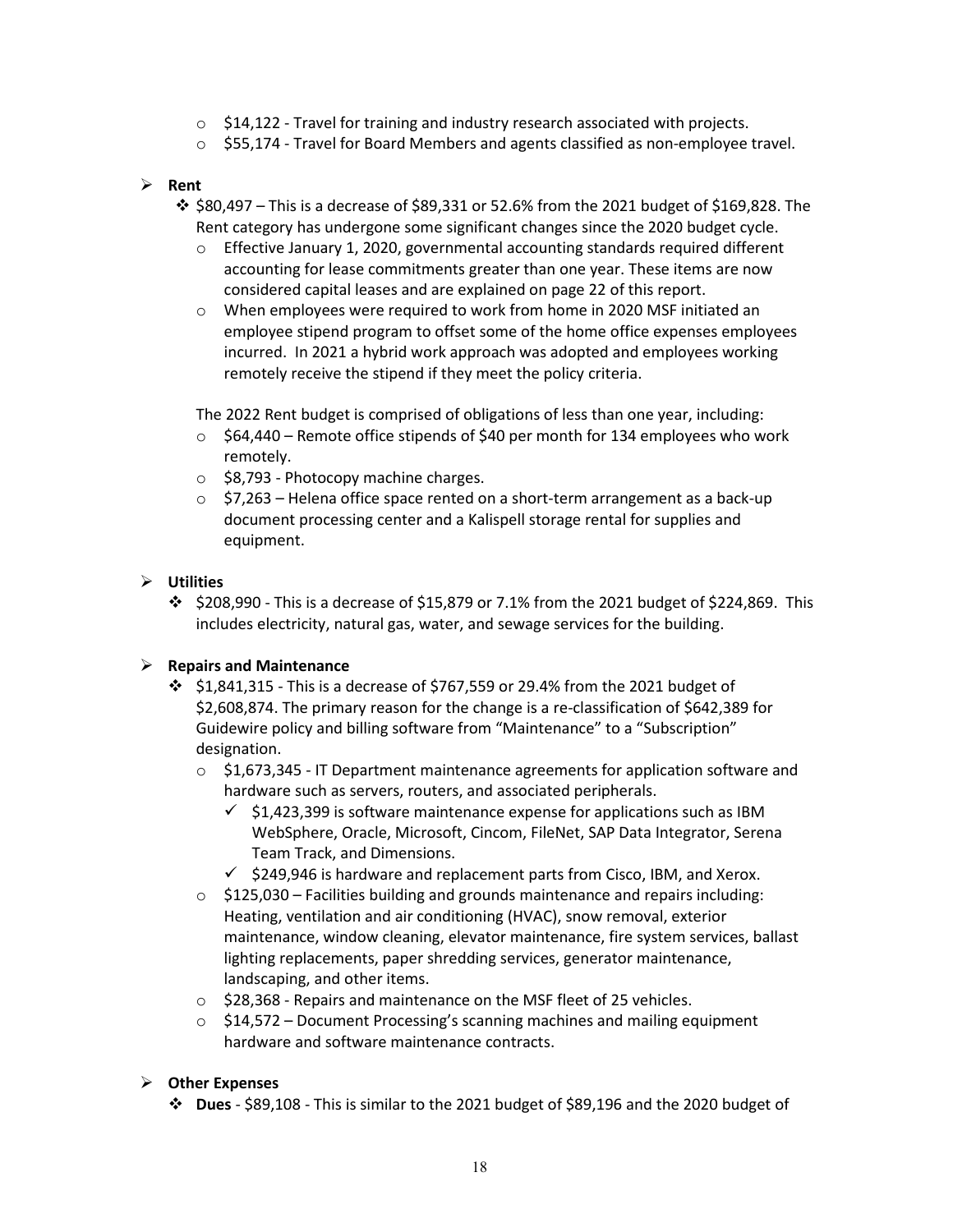- $14,122 - Travel for training and industry research associated with projects.
- $55,174 - Travel for Board Members and agents classified as non-employee travel.

- **Rent**
  - $80,497 – This is a decrease of $89,331 or 52.6% from the 2021 budget of $169,828. The Rent category has undergone some significant changes since the 2020 budget cycle.
    - Effective January 1, 2020, governmental accounting standards required different accounting for lease commitments greater than one year. These items are now considered capital leases and are explained on page 22 of this report.
    - When employees were required to work from home in 2020 MSF initiated an employee stipend program to offset some of the home office expenses employees incurred. In 2021 a hybrid work approach was adopted and employees working remotely receive the stipend if they meet the policy criteria.

    The 2022 Rent budget is comprised of obligations of less than one year, including:
    - $64,440 – Remote office stipends of $40 per month for 134 employees who work remotely.
    - $8,793 - Photocopy machine charges.
    - $7,263 – Helena office space rented on a short-term arrangement as a back-up document processing center and a Kalispell storage rental for supplies and equipment.

- **Utilities**
  - $208,990 - This is a decrease of $15,879 or 7.1% from the 2021 budget of $224,869. This includes electricity, natural gas, water, and sewage services for the building.

- **Repairs and Maintenance**
  - $1,841,315 - This is a decrease of $767,559 or 29.4% from the 2021 budget of $2,608,874. The primary reason for the change is a re-classification of $642,389 for Guidewire policy and billing software from "Maintenance" to a "Subscription" designation.
    - $1,673,345 - IT Department maintenance agreements for application software and hardware such as servers, routers, and associated peripherals.
      - ✓ $1,423,399 is software maintenance expense for applications such as IBM WebSphere, Oracle, Microsoft, Cincom, FileNet, SAP Data Integrator, Serena Team Track, and Dimensions.
      - ✓ $249,946 is hardware and replacement parts from Cisco, IBM, and Xerox.
    - $125,030 – Facilities building and grounds maintenance and repairs including: Heating, ventilation and air conditioning (HVAC), snow removal, exterior maintenance, window cleaning, elevator maintenance, fire system services, ballast lighting replacements, paper shredding services, generator maintenance, landscaping, and other items.
    - $28,368 - Repairs and maintenance on the MSF fleet of 25 vehicles.
    - $14,572 – Document Processing's scanning machines and mailing equipment hardware and software maintenance contracts.

- **Other Expenses**
  - **Dues** - $89,108 - This is similar to the 2021 budget of $89,196 and the 2020 budget of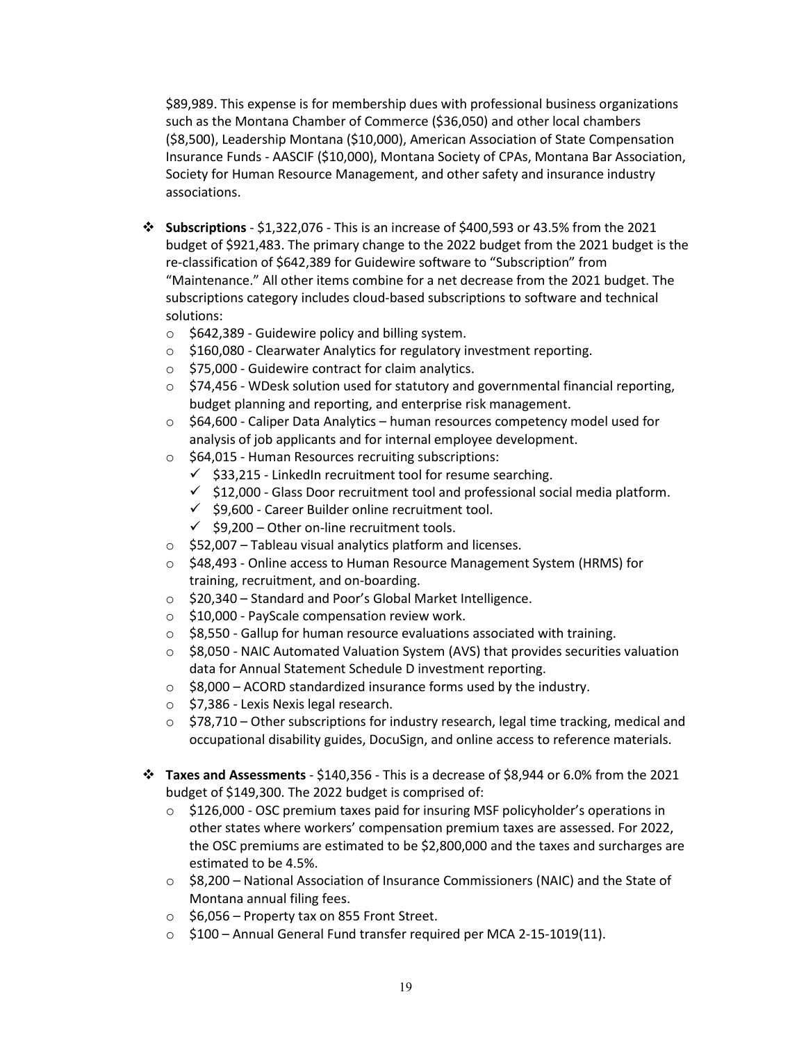$89,989. This expense is for membership dues with professional business organizations such as the Montana Chamber of Commerce ($36,050) and other local chambers ($8,500), Leadership Montana ($10,000), American Association of State Compensation Insurance Funds - AASCIF ($10,000), Montana Society of CPAs, Montana Bar Association, Society for Human Resource Management, and other safety and insurance industry associations.

- **Subscriptions** - $1,322,076 - This is an increase of $400,593 or 43.5% from the 2021 budget of $921,483. The primary change to the 2022 budget from the 2021 budget is the re-classification of $642,389 for Guidewire software to "Subscription" from "Maintenance." All other items combine for a net decrease from the 2021 budget. The subscriptions category includes cloud-based subscriptions to software and technical solutions:
  - $642,389 - Guidewire policy and billing system.
  - $160,080 - Clearwater Analytics for regulatory investment reporting.
  - $75,000 - Guidewire contract for claim analytics.
  - $74,456 - WDesk solution used for statutory and governmental financial reporting, budget planning and reporting, and enterprise risk management.
  - $64,600 - Caliper Data Analytics – human resources competency model used for analysis of job applicants and for internal employee development.
  - $64,015 - Human Resources recruiting subscriptions:
    - ✓ $33,215 - LinkedIn recruitment tool for resume searching.
    - ✓ $12,000 - Glass Door recruitment tool and professional social media platform.
    - ✓ $9,600 - Career Builder online recruitment tool.
    - ✓ $9,200 – Other on-line recruitment tools.
  - $52,007 – Tableau visual analytics platform and licenses.
  - $48,493 - Online access to Human Resource Management System (HRMS) for training, recruitment, and on-boarding.
  - $20,340 – Standard and Poor's Global Market Intelligence.
  - $10,000 - PayScale compensation review work.
  - $8,550 - Gallup for human resource evaluations associated with training.
  - $8,050 - NAIC Automated Valuation System (AVS) that provides securities valuation data for Annual Statement Schedule D investment reporting.
  - $8,000 – ACORD standardized insurance forms used by the industry.
  - $7,386 - Lexis Nexis legal research.
  - $78,710 – Other subscriptions for industry research, legal time tracking, medical and occupational disability guides, DocuSign, and online access to reference materials.

- **Taxes and Assessments** - $140,356 - This is a decrease of $8,944 or 6.0% from the 2021 budget of $149,300. The 2022 budget is comprised of:
  - $126,000 - OSC premium taxes paid for insuring MSF policyholder's operations in other states where workers' compensation premium taxes are assessed. For 2022, the OSC premiums are estimated to be $2,800,000 and the taxes and surcharges are estimated to be 4.5%.
  - $8,200 – National Association of Insurance Commissioners (NAIC) and the State of Montana annual filing fees.
  - $6,056 – Property tax on 855 Front Street.
  - $100 – Annual General Fund transfer required per MCA 2-15-1019(11).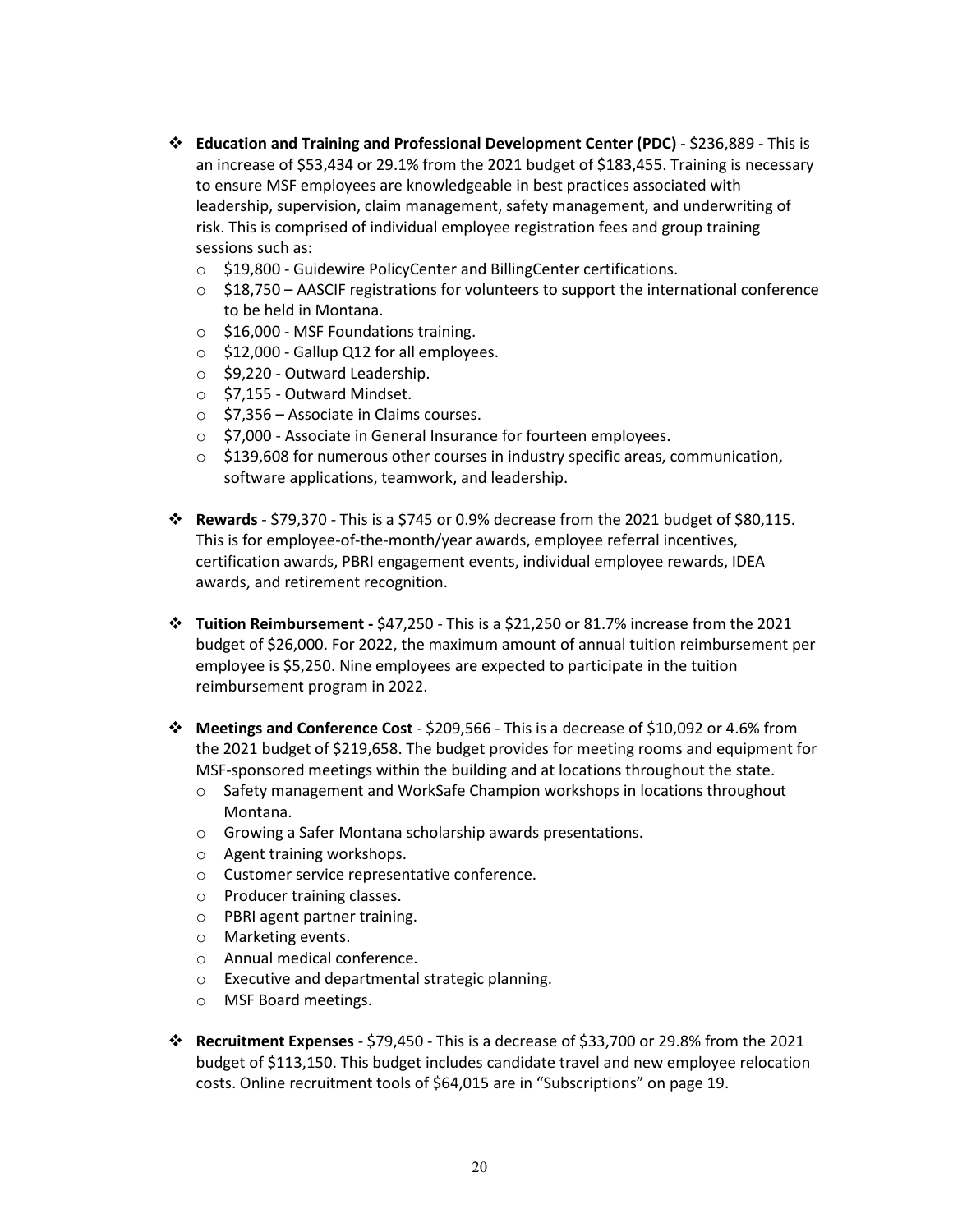- **Education and Training and Professional Development Center (PDC)** - $236,889 - This is an increase of $53,434 or 29.1% from the 2021 budget of $183,455. Training is necessary to ensure MSF employees are knowledgeable in best practices associated with leadership, supervision, claim management, safety management, and underwriting of risk. This is comprised of individual employee registration fees and group training sessions such as:
  - $19,800 - Guidewire PolicyCenter and BillingCenter certifications.
  - $18,750 – AASCIF registrations for volunteers to support the international conference to be held in Montana.
  - $16,000 - MSF Foundations training.
  - $12,000 - Gallup Q12 for all employees.
  - $9,220 - Outward Leadership.
  - $7,155 - Outward Mindset.
  - $7,356 – Associate in Claims courses.
  - $7,000 - Associate in General Insurance for fourteen employees.
  - $139,608 for numerous other courses in industry specific areas, communication, software applications, teamwork, and leadership.

- **Rewards** - $79,370 - This is a $745 or 0.9% decrease from the 2021 budget of $80,115. This is for employee-of-the-month/year awards, employee referral incentives, certification awards, PBRI engagement events, individual employee rewards, IDEA awards, and retirement recognition.

- **Tuition Reimbursement -** $47,250 - This is a $21,250 or 81.7% increase from the 2021 budget of $26,000. For 2022, the maximum amount of annual tuition reimbursement per employee is $5,250. Nine employees are expected to participate in the tuition reimbursement program in 2022.

- **Meetings and Conference Cost** - $209,566 - This is a decrease of $10,092 or 4.6% from the 2021 budget of $219,658. The budget provides for meeting rooms and equipment for MSF-sponsored meetings within the building and at locations throughout the state.
  - Safety management and WorkSafe Champion workshops in locations throughout Montana.
  - Growing a Safer Montana scholarship awards presentations.
  - Agent training workshops.
  - Customer service representative conference.
  - Producer training classes.
  - PBRI agent partner training.
  - Marketing events.
  - Annual medical conference.
  - Executive and departmental strategic planning.
  - MSF Board meetings.

- **Recruitment Expenses** - $79,450 - This is a decrease of $33,700 or 29.8% from the 2021 budget of $113,150. This budget includes candidate travel and new employee relocation costs. Online recruitment tools of $64,015 are in "Subscriptions" on page 19.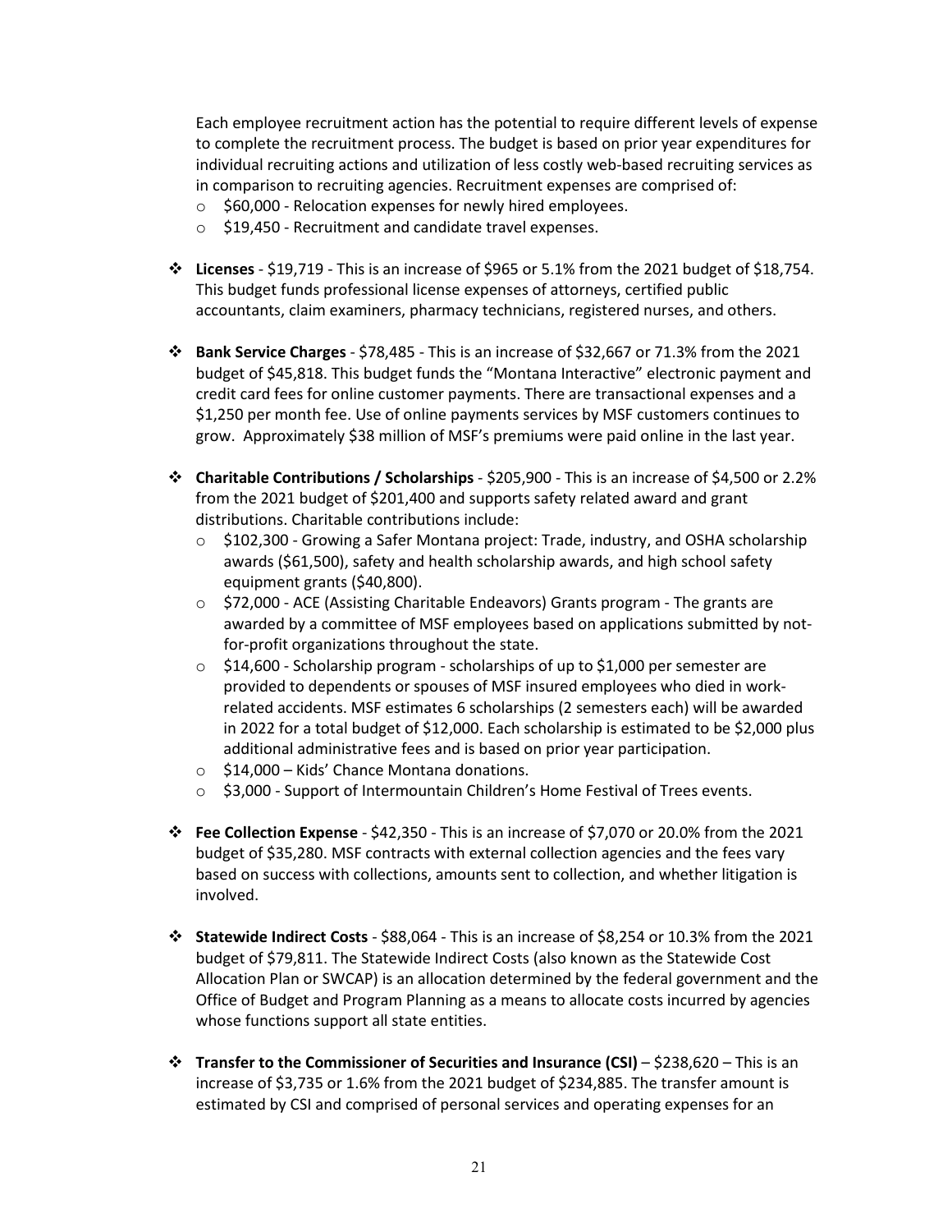Each employee recruitment action has the potential to require different levels of expense to complete the recruitment process. The budget is based on prior year expenditures for individual recruiting actions and utilization of less costly web-based recruiting services as in comparison to recruiting agencies. Recruitment expenses are comprised of:

- $60,000 - Relocation expenses for newly hired employees.
- $19,450 - Recruitment and candidate travel expenses.

- **Licenses** - $19,719 - This is an increase of $965 or 5.1% from the 2021 budget of $18,754. This budget funds professional license expenses of attorneys, certified public accountants, claim examiners, pharmacy technicians, registered nurses, and others.

- **Bank Service Charges** - $78,485 - This is an increase of $32,667 or 71.3% from the 2021 budget of $45,818. This budget funds the "Montana Interactive" electronic payment and credit card fees for online customer payments. There are transactional expenses and a $1,250 per month fee. Use of online payments services by MSF customers continues to grow. Approximately $38 million of MSF's premiums were paid online in the last year.

- **Charitable Contributions / Scholarships** - $205,900 - This is an increase of $4,500 or 2.2% from the 2021 budget of $201,400 and supports safety related award and grant distributions. Charitable contributions include:
  - $102,300 - Growing a Safer Montana project: Trade, industry, and OSHA scholarship awards ($61,500), safety and health scholarship awards, and high school safety equipment grants ($40,800).
  - $72,000 - ACE (Assisting Charitable Endeavors) Grants program - The grants are awarded by a committee of MSF employees based on applications submitted by not-for-profit organizations throughout the state.
  - $14,600 - Scholarship program - scholarships of up to $1,000 per semester are provided to dependents or spouses of MSF insured employees who died in work-related accidents. MSF estimates 6 scholarships (2 semesters each) will be awarded in 2022 for a total budget of $12,000. Each scholarship is estimated to be $2,000 plus additional administrative fees and is based on prior year participation.
  - $14,000 – Kids' Chance Montana donations.
  - $3,000 - Support of Intermountain Children's Home Festival of Trees events.

- **Fee Collection Expense** - $42,350 - This is an increase of $7,070 or 20.0% from the 2021 budget of $35,280. MSF contracts with external collection agencies and the fees vary based on success with collections, amounts sent to collection, and whether litigation is involved.

- **Statewide Indirect Costs** - $88,064 - This is an increase of $8,254 or 10.3% from the 2021 budget of $79,811. The Statewide Indirect Costs (also known as the Statewide Cost Allocation Plan or SWCAP) is an allocation determined by the federal government and the Office of Budget and Program Planning as a means to allocate costs incurred by agencies whose functions support all state entities.

- **Transfer to the Commissioner of Securities and Insurance (CSI)** – $238,620 – This is an increase of $3,735 or 1.6% from the 2021 budget of $234,885. The transfer amount is estimated by CSI and comprised of personal services and operating expenses for an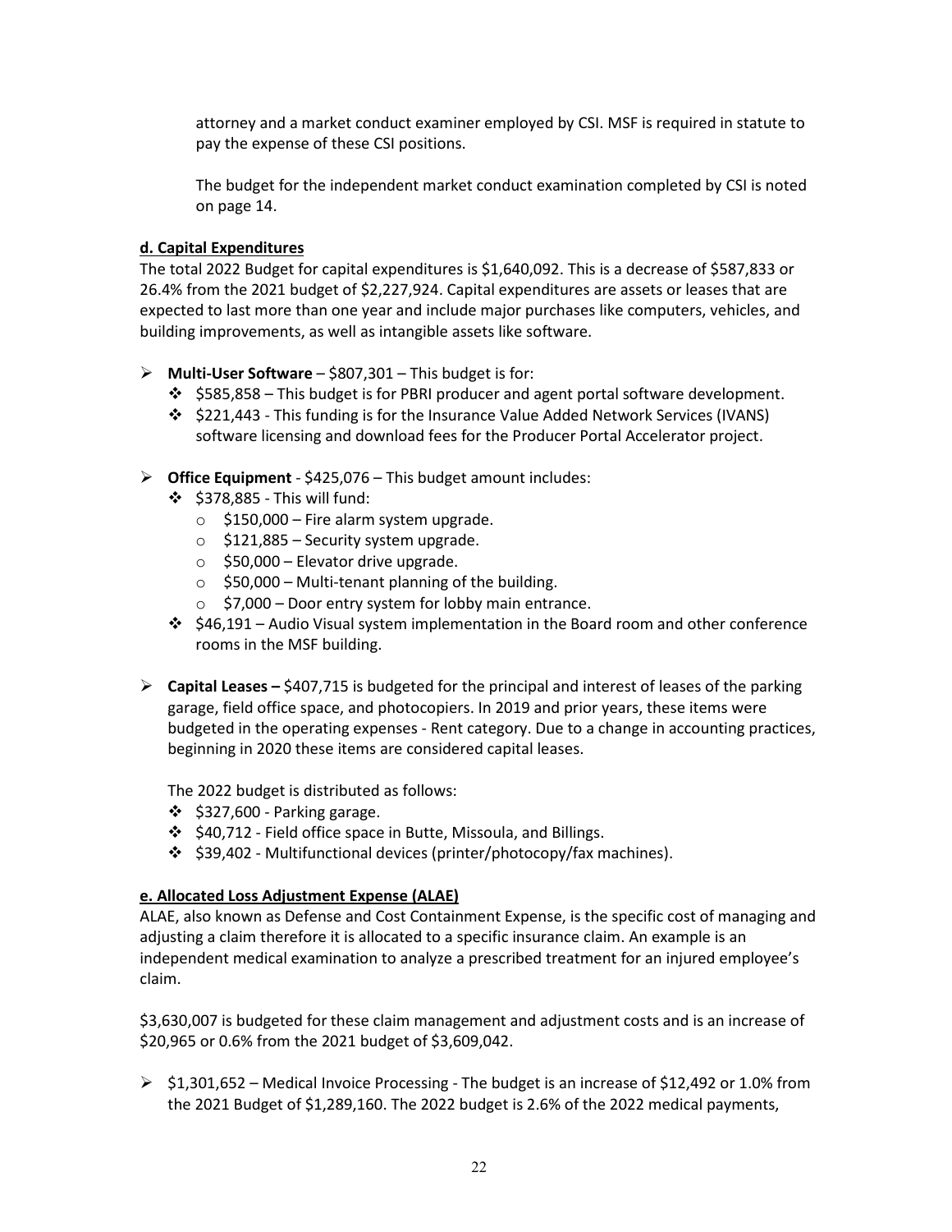attorney and a market conduct examiner employed by CSI. MSF is required in statute to pay the expense of these CSI positions.

The budget for the independent market conduct examination completed by CSI is noted on page 14.

**d. Capital Expenditures**

The total 2022 Budget for capital expenditures is $1,640,092. This is a decrease of $587,833 or 26.4% from the 2021 budget of $2,227,924. Capital expenditures are assets or leases that are expected to last more than one year and include major purchases like computers, vehicles, and building improvements, as well as intangible assets like software.

- **Multi-User Software** – $807,301 – This budget is for:
  - $585,858 – This budget is for PBRI producer and agent portal software development.
  - $221,443 - This funding is for the Insurance Value Added Network Services (IVANS) software licensing and download fees for the Producer Portal Accelerator project.
- **Office Equipment** - $425,076 – This budget amount includes:
  - $378,885 - This will fund:
    - $150,000 – Fire alarm system upgrade.
    - $121,885 – Security system upgrade.
    - $50,000 – Elevator drive upgrade.
    - $50,000 – Multi-tenant planning of the building.
    - $7,000 – Door entry system for lobby main entrance.
  - $46,191 – Audio Visual system implementation in the Board room and other conference rooms in the MSF building.
- **Capital Leases –** $407,715 is budgeted for the principal and interest of leases of the parking garage, field office space, and photocopiers. In 2019 and prior years, these items were budgeted in the operating expenses - Rent category. Due to a change in accounting practices, beginning in 2020 these items are considered capital leases.

  The 2022 budget is distributed as follows:
  - $327,600 - Parking garage.
  - $40,712 - Field office space in Butte, Missoula, and Billings.
  - $39,402 - Multifunctional devices (printer/photocopy/fax machines).

**e. Allocated Loss Adjustment Expense (ALAE)**

ALAE, also known as Defense and Cost Containment Expense, is the specific cost of managing and adjusting a claim therefore it is allocated to a specific insurance claim. An example is an independent medical examination to analyze a prescribed treatment for an injured employee's claim.

$3,630,007 is budgeted for these claim management and adjustment costs and is an increase of $20,965 or 0.6% from the 2021 budget of $3,609,042.

- $1,301,652 – Medical Invoice Processing - The budget is an increase of $12,492 or 1.0% from the 2021 Budget of $1,289,160. The 2022 budget is 2.6% of the 2022 medical payments,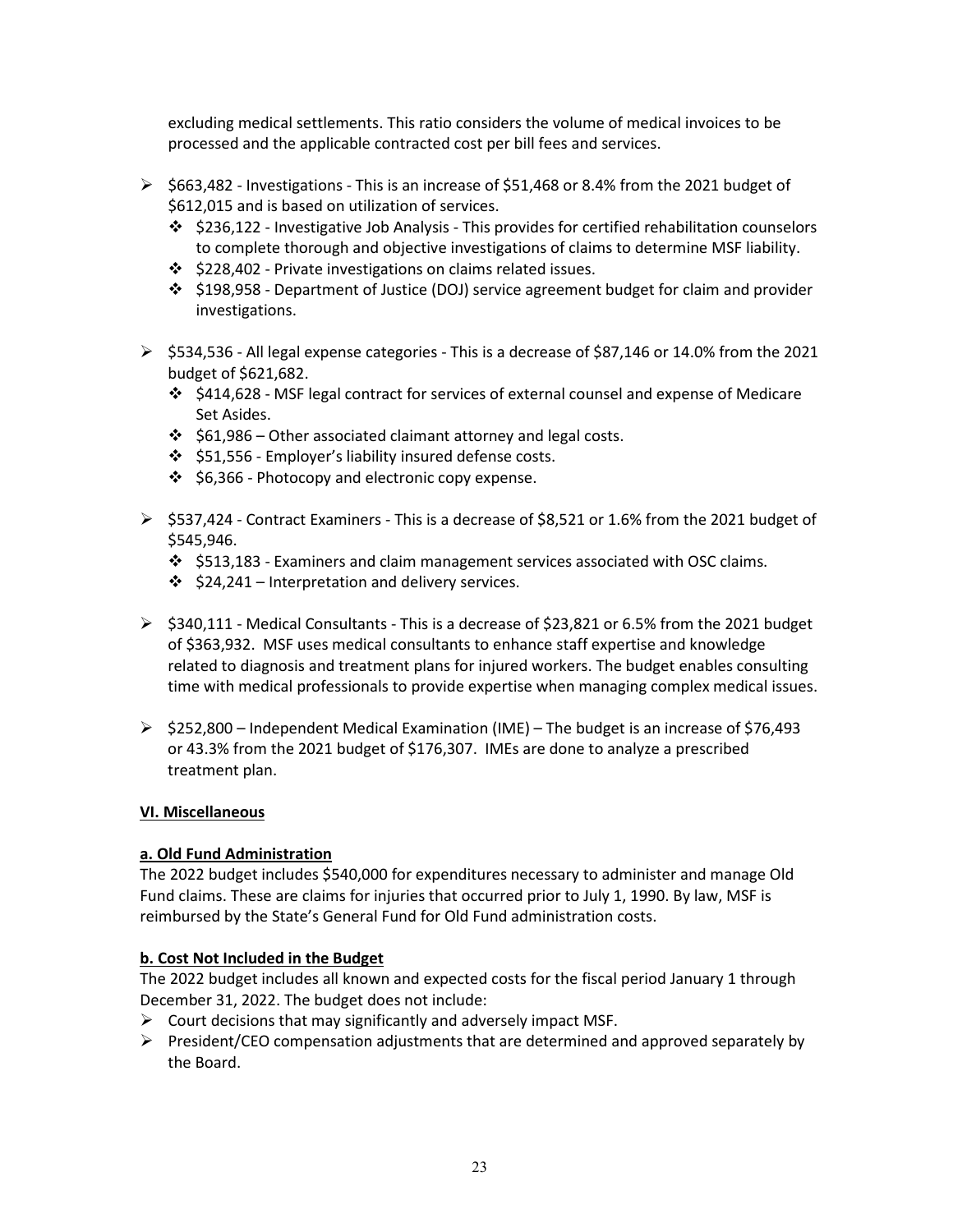excluding medical settlements. This ratio considers the volume of medical invoices to be processed and the applicable contracted cost per bill fees and services.

- $663,482 - Investigations - This is an increase of $51,468 or 8.4% from the 2021 budget of $612,015 and is based on utilization of services.
  - $236,122 - Investigative Job Analysis - This provides for certified rehabilitation counselors to complete thorough and objective investigations of claims to determine MSF liability.
  - $228,402 - Private investigations on claims related issues.
  - $198,958 - Department of Justice (DOJ) service agreement budget for claim and provider investigations.

- $534,536 - All legal expense categories - This is a decrease of $87,146 or 14.0% from the 2021 budget of $621,682.
  - $414,628 - MSF legal contract for services of external counsel and expense of Medicare Set Asides.
  - $61,986 – Other associated claimant attorney and legal costs.
  - $51,556 - Employer's liability insured defense costs.
  - $6,366 - Photocopy and electronic copy expense.

- $537,424 - Contract Examiners - This is a decrease of $8,521 or 1.6% from the 2021 budget of $545,946.
  - $513,183 - Examiners and claim management services associated with OSC claims.
  - $24,241 – Interpretation and delivery services.

- $340,111 - Medical Consultants - This is a decrease of $23,821 or 6.5% from the 2021 budget of $363,932. MSF uses medical consultants to enhance staff expertise and knowledge related to diagnosis and treatment plans for injured workers. The budget enables consulting time with medical professionals to provide expertise when managing complex medical issues.

- $252,800 – Independent Medical Examination (IME) – The budget is an increase of $76,493 or 43.3% from the 2021 budget of $176,307. IMEs are done to analyze a prescribed treatment plan.

## VI. Miscellaneous

### a. Old Fund Administration

The 2022 budget includes $540,000 for expenditures necessary to administer and manage Old Fund claims. These are claims for injuries that occurred prior to July 1, 1990. By law, MSF is reimbursed by the State's General Fund for Old Fund administration costs.

### b. Cost Not Included in the Budget

The 2022 budget includes all known and expected costs for the fiscal period January 1 through December 31, 2022. The budget does not include:

- Court decisions that may significantly and adversely impact MSF.
- President/CEO compensation adjustments that are determined and approved separately by the Board.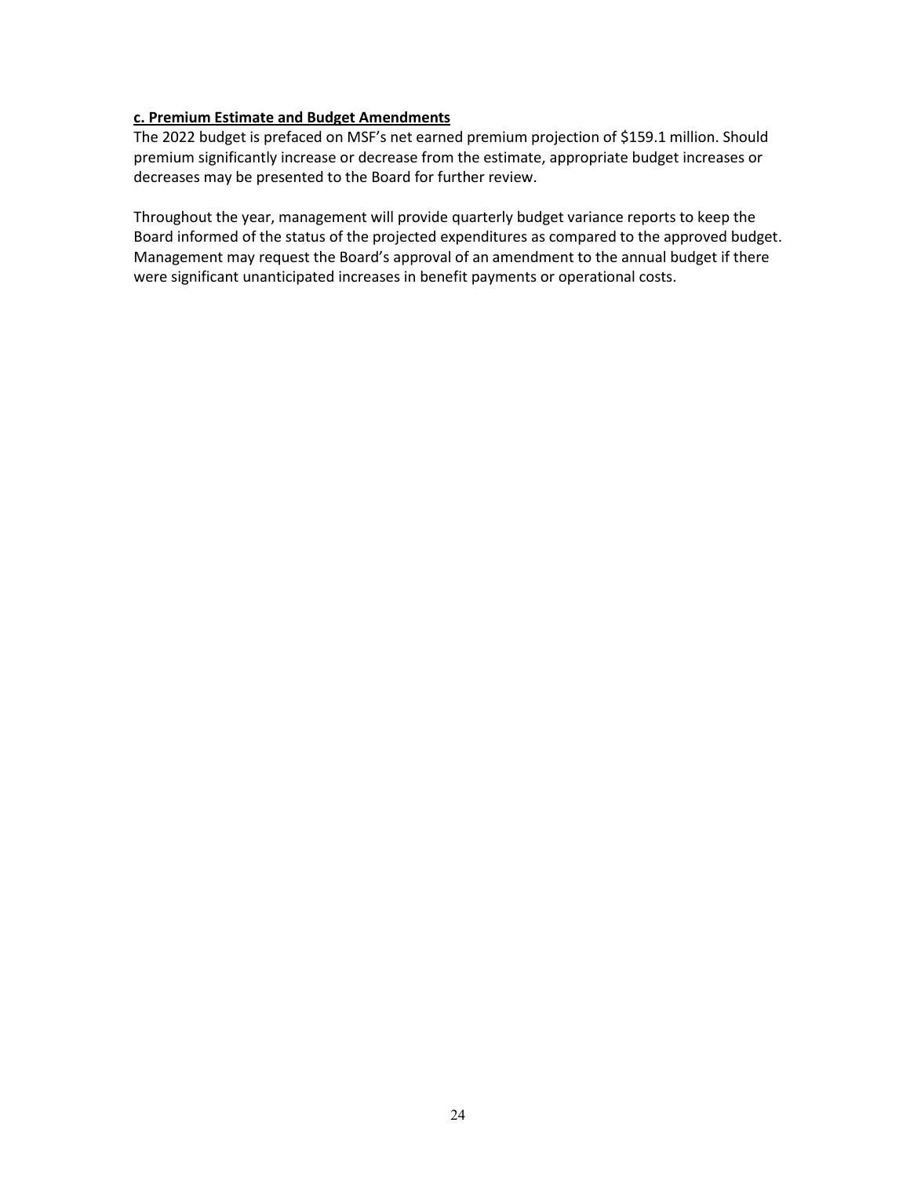**c. Premium Estimate and Budget Amendments**

The 2022 budget is prefaced on MSF's net earned premium projection of $159.1 million. Should premium significantly increase or decrease from the estimate, appropriate budget increases or decreases may be presented to the Board for further review.

Throughout the year, management will provide quarterly budget variance reports to keep the Board informed of the status of the projected expenditures as compared to the approved budget. Management may request the Board's approval of an amendment to the annual budget if there were significant unanticipated increases in benefit payments or operational costs.